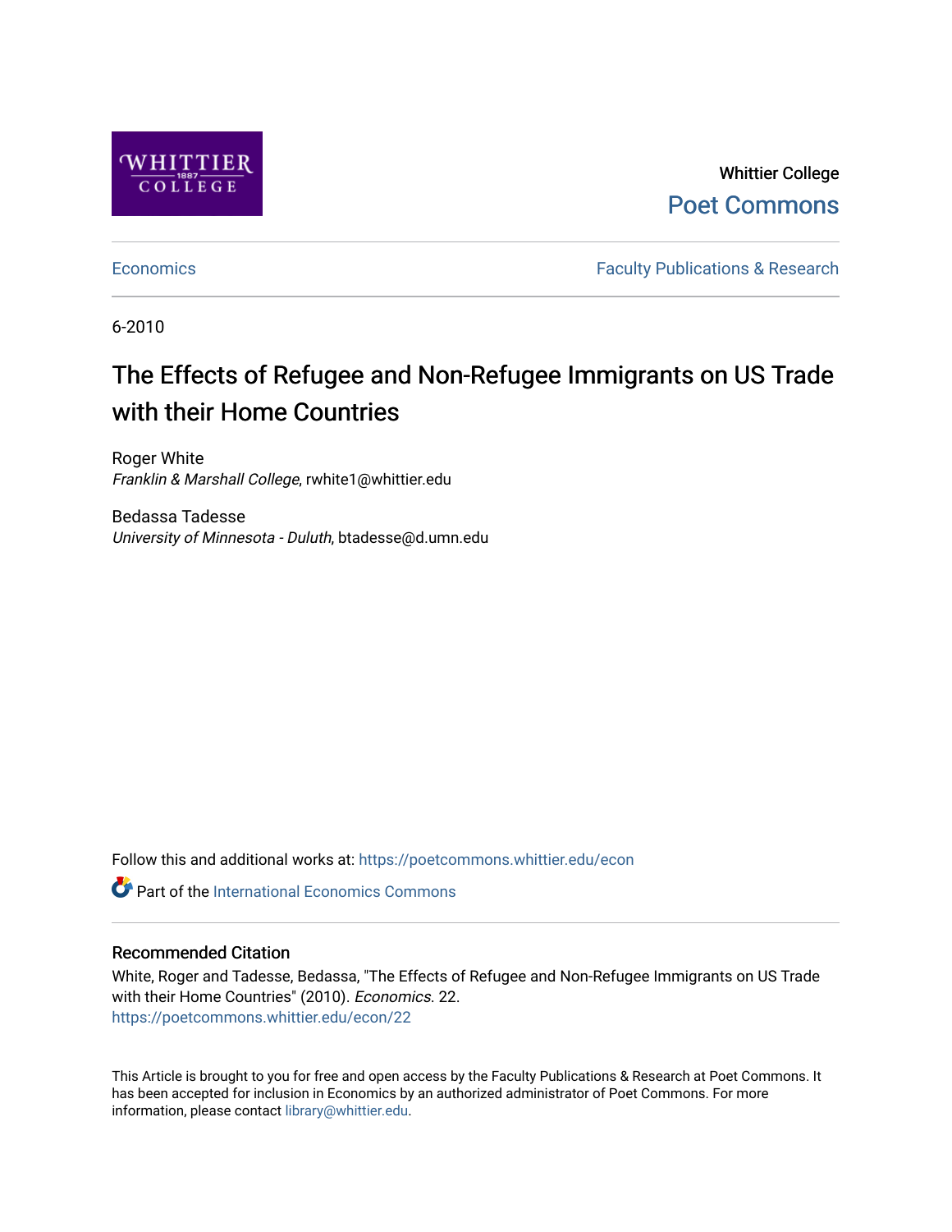Whittier College

Poet Commons

Economics

Faculty Publications & Research

6-2010

# The Effects of Refugee and Non-Refugee Immigrants on US Trade with their Home Countries

Roger White
*Franklin & Marshall College*, rwhite1@whittier.edu

Bedassa Tadesse
*University of Minnesota - Duluth*, btadesse@d.umn.edu

Follow this and additional works at: https://poetcommons.whittier.edu/econ

Part of the International Economics Commons

## Recommended Citation

White, Roger and Tadesse, Bedassa, "The Effects of Refugee and Non-Refugee Immigrants on US Trade with their Home Countries" (2010). *Economics*. 22.
https://poetcommons.whittier.edu/econ/22

This Article is brought to you for free and open access by the Faculty Publications & Research at Poet Commons. It has been accepted for inclusion in Economics by an authorized administrator of Poet Commons. For more information, please contact library@whittier.edu.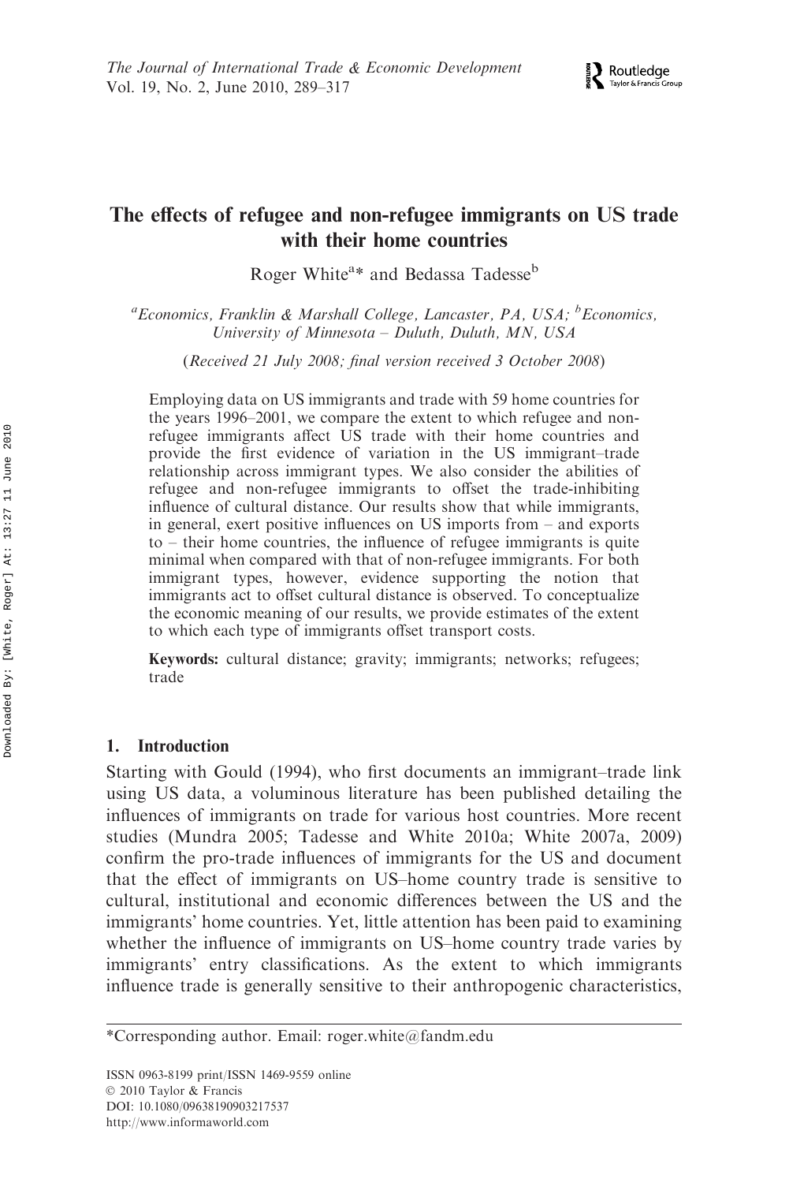# The effects of refugee and non-refugee immigrants on US trade with their home countries

Roger White[a]* and Bedassa Tadesse[b]

[a]*Economics, Franklin & Marshall College, Lancaster, PA, USA;* [b]*Economics, University of Minnesota – Duluth, Duluth, MN, USA*

(*Received 21 July 2008; final version received 3 October 2008*)

Employing data on US immigrants and trade with 59 home countries for the years 1996–2001, we compare the extent to which refugee and non-refugee immigrants affect US trade with their home countries and provide the first evidence of variation in the US immigrant–trade relationship across immigrant types. We also consider the abilities of refugee and non-refugee immigrants to offset the trade-inhibiting influence of cultural distance. Our results show that while immigrants, in general, exert positive influences on US imports from – and exports to – their home countries, the influence of refugee immigrants is quite minimal when compared with that of non-refugee immigrants. For both immigrant types, however, evidence supporting the notion that immigrants act to offset cultural distance is observed. To conceptualize the economic meaning of our results, we provide estimates of the extent to which each type of immigrants offset transport costs.

**Keywords:** cultural distance; gravity; immigrants; networks; refugees; trade

## 1. Introduction

Starting with Gould (1994), who first documents an immigrant–trade link using US data, a voluminous literature has been published detailing the influences of immigrants on trade for various host countries. More recent studies (Mundra 2005; Tadesse and White 2010a; White 2007a, 2009) confirm the pro-trade influences of immigrants for the US and document that the effect of immigrants on US–home country trade is sensitive to cultural, institutional and economic differences between the US and the immigrants' home countries. Yet, little attention has been paid to examining whether the influence of immigrants on US–home country trade varies by immigrants' entry classifications. As the extent to which immigrants influence trade is generally sensitive to their anthropogenic characteristics,

*Corresponding author. Email: roger.white@fandm.edu

ISSN 0963-8199 print/ISSN 1469-9559 online
© 2010 Taylor & Francis
DOI: 10.1080/09638190903217537
http://www.informaworld.com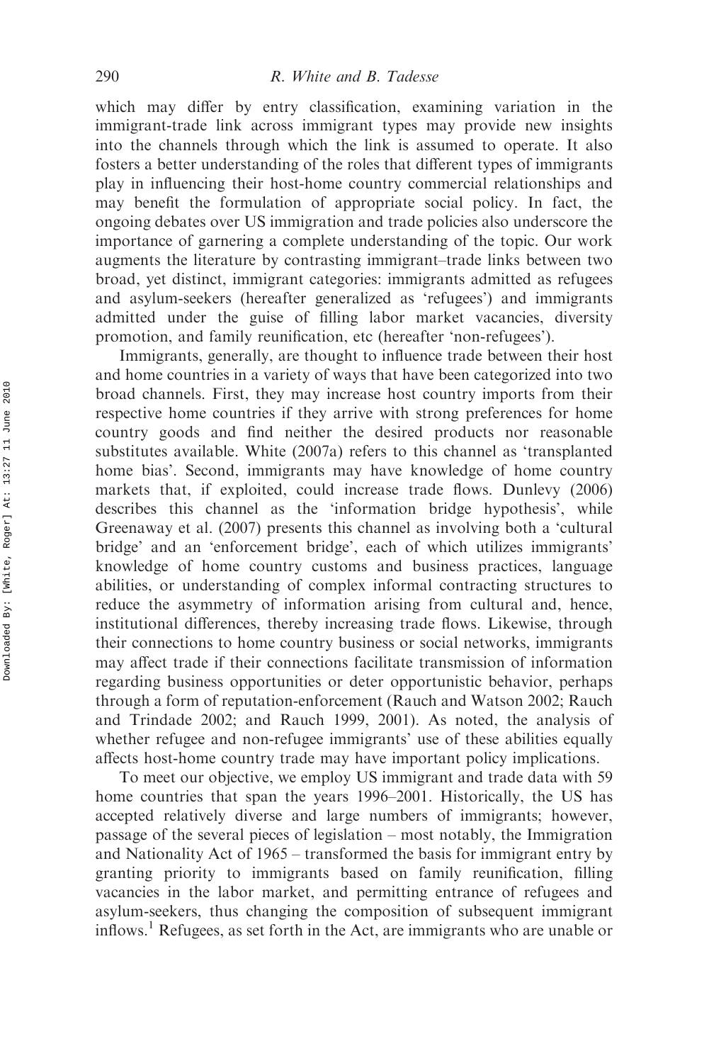which may differ by entry classification, examining variation in the immigrant-trade link across immigrant types may provide new insights into the channels through which the link is assumed to operate. It also fosters a better understanding of the roles that different types of immigrants play in influencing their host-home country commercial relationships and may benefit the formulation of appropriate social policy. In fact, the ongoing debates over US immigration and trade policies also underscore the importance of garnering a complete understanding of the topic. Our work augments the literature by contrasting immigrant–trade links between two broad, yet distinct, immigrant categories: immigrants admitted as refugees and asylum-seekers (hereafter generalized as 'refugees') and immigrants admitted under the guise of filling labor market vacancies, diversity promotion, and family reunification, etc (hereafter 'non-refugees').

Immigrants, generally, are thought to influence trade between their host and home countries in a variety of ways that have been categorized into two broad channels. First, they may increase host country imports from their respective home countries if they arrive with strong preferences for home country goods and find neither the desired products nor reasonable substitutes available. White (2007a) refers to this channel as 'transplanted home bias'. Second, immigrants may have knowledge of home country markets that, if exploited, could increase trade flows. Dunlevy (2006) describes this channel as the 'information bridge hypothesis', while Greenaway et al. (2007) presents this channel as involving both a 'cultural bridge' and an 'enforcement bridge', each of which utilizes immigrants' knowledge of home country customs and business practices, language abilities, or understanding of complex informal contracting structures to reduce the asymmetry of information arising from cultural and, hence, institutional differences, thereby increasing trade flows. Likewise, through their connections to home country business or social networks, immigrants may affect trade if their connections facilitate transmission of information regarding business opportunities or deter opportunistic behavior, perhaps through a form of reputation-enforcement (Rauch and Watson 2002; Rauch and Trindade 2002; and Rauch 1999, 2001). As noted, the analysis of whether refugee and non-refugee immigrants' use of these abilities equally affects host-home country trade may have important policy implications.

To meet our objective, we employ US immigrant and trade data with 59 home countries that span the years 1996–2001. Historically, the US has accepted relatively diverse and large numbers of immigrants; however, passage of the several pieces of legislation – most notably, the Immigration and Nationality Act of 1965 – transformed the basis for immigrant entry by granting priority to immigrants based on family reunification, filling vacancies in the labor market, and permitting entrance of refugees and asylum-seekers, thus changing the composition of subsequent immigrant inflows.[1] Refugees, as set forth in the Act, are immigrants who are unable or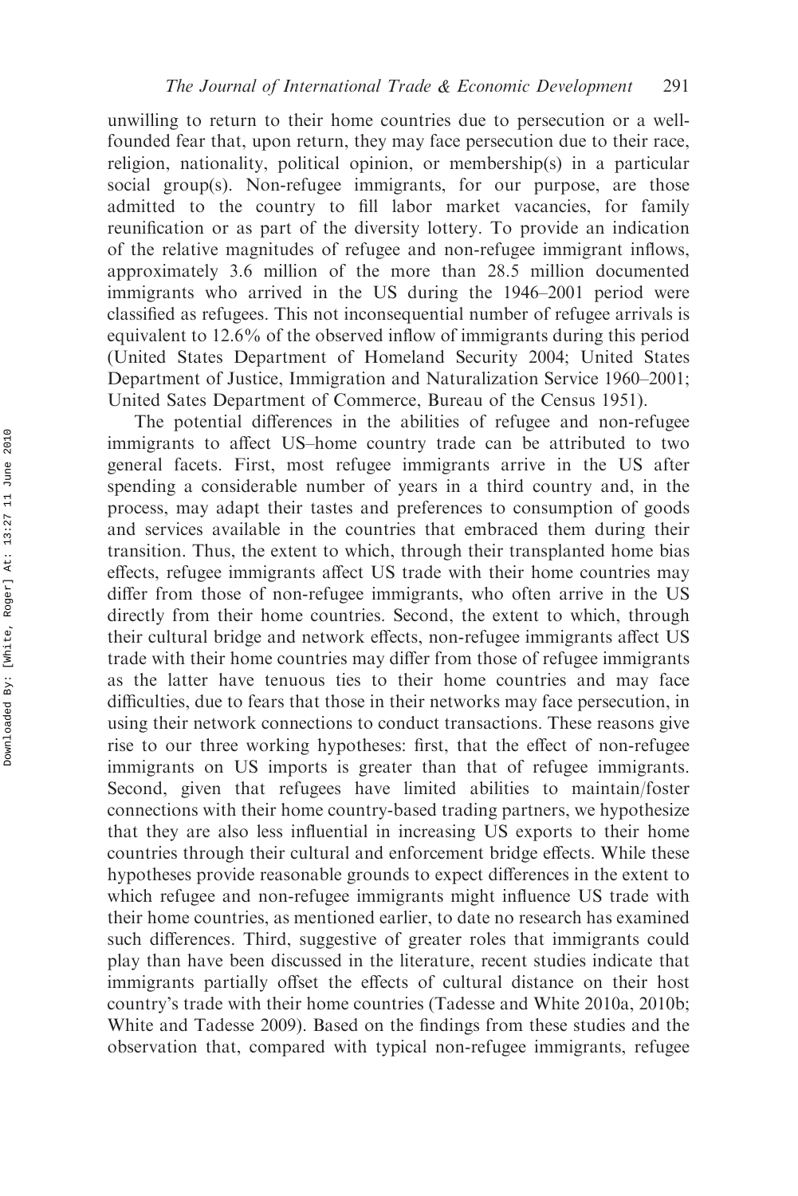unwilling to return to their home countries due to persecution or a well-founded fear that, upon return, they may face persecution due to their race, religion, nationality, political opinion, or membership(s) in a particular social group(s). Non-refugee immigrants, for our purpose, are those admitted to the country to fill labor market vacancies, for family reunification or as part of the diversity lottery. To provide an indication of the relative magnitudes of refugee and non-refugee immigrant inflows, approximately 3.6 million of the more than 28.5 million documented immigrants who arrived in the US during the 1946–2001 period were classified as refugees. This not inconsequential number of refugee arrivals is equivalent to 12.6% of the observed inflow of immigrants during this period (United States Department of Homeland Security 2004; United States Department of Justice, Immigration and Naturalization Service 1960–2001; United Sates Department of Commerce, Bureau of the Census 1951).

The potential differences in the abilities of refugee and non-refugee immigrants to affect US–home country trade can be attributed to two general facets. First, most refugee immigrants arrive in the US after spending a considerable number of years in a third country and, in the process, may adapt their tastes and preferences to consumption of goods and services available in the countries that embraced them during their transition. Thus, the extent to which, through their transplanted home bias effects, refugee immigrants affect US trade with their home countries may differ from those of non-refugee immigrants, who often arrive in the US directly from their home countries. Second, the extent to which, through their cultural bridge and network effects, non-refugee immigrants affect US trade with their home countries may differ from those of refugee immigrants as the latter have tenuous ties to their home countries and may face difficulties, due to fears that those in their networks may face persecution, in using their network connections to conduct transactions. These reasons give rise to our three working hypotheses: first, that the effect of non-refugee immigrants on US imports is greater than that of refugee immigrants. Second, given that refugees have limited abilities to maintain/foster connections with their home country-based trading partners, we hypothesize that they are also less influential in increasing US exports to their home countries through their cultural and enforcement bridge effects. While these hypotheses provide reasonable grounds to expect differences in the extent to which refugee and non-refugee immigrants might influence US trade with their home countries, as mentioned earlier, to date no research has examined such differences. Third, suggestive of greater roles that immigrants could play than have been discussed in the literature, recent studies indicate that immigrants partially offset the effects of cultural distance on their host country's trade with their home countries (Tadesse and White 2010a, 2010b; White and Tadesse 2009). Based on the findings from these studies and the observation that, compared with typical non-refugee immigrants, refugee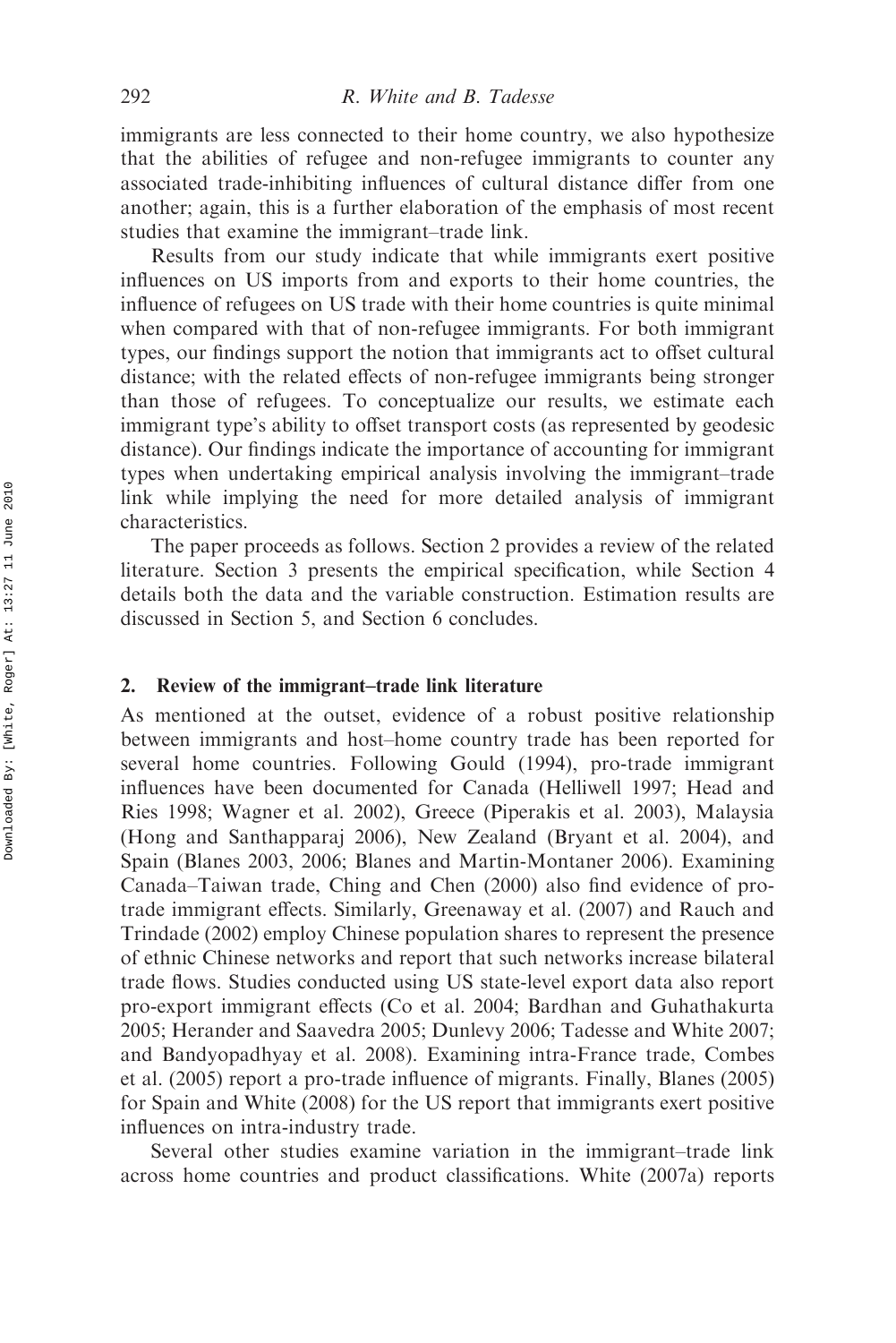immigrants are less connected to their home country, we also hypothesize that the abilities of refugee and non-refugee immigrants to counter any associated trade-inhibiting influences of cultural distance differ from one another; again, this is a further elaboration of the emphasis of most recent studies that examine the immigrant–trade link.

Results from our study indicate that while immigrants exert positive influences on US imports from and exports to their home countries, the influence of refugees on US trade with their home countries is quite minimal when compared with that of non-refugee immigrants. For both immigrant types, our findings support the notion that immigrants act to offset cultural distance; with the related effects of non-refugee immigrants being stronger than those of refugees. To conceptualize our results, we estimate each immigrant type's ability to offset transport costs (as represented by geodesic distance). Our findings indicate the importance of accounting for immigrant types when undertaking empirical analysis involving the immigrant–trade link while implying the need for more detailed analysis of immigrant characteristics.

The paper proceeds as follows. Section 2 provides a review of the related literature. Section 3 presents the empirical specification, while Section 4 details both the data and the variable construction. Estimation results are discussed in Section 5, and Section 6 concludes.

## 2. Review of the immigrant–trade link literature

As mentioned at the outset, evidence of a robust positive relationship between immigrants and host–home country trade has been reported for several home countries. Following Gould (1994), pro-trade immigrant influences have been documented for Canada (Helliwell 1997; Head and Ries 1998; Wagner et al. 2002), Greece (Piperakis et al. 2003), Malaysia (Hong and Santhapparaj 2006), New Zealand (Bryant et al. 2004), and Spain (Blanes 2003, 2006; Blanes and Martin-Montaner 2006). Examining Canada–Taiwan trade, Ching and Chen (2000) also find evidence of pro-trade immigrant effects. Similarly, Greenaway et al. (2007) and Rauch and Trindade (2002) employ Chinese population shares to represent the presence of ethnic Chinese networks and report that such networks increase bilateral trade flows. Studies conducted using US state-level export data also report pro-export immigrant effects (Co et al. 2004; Bardhan and Guhathakurta 2005; Herander and Saavedra 2005; Dunlevy 2006; Tadesse and White 2007; and Bandyopadhyay et al. 2008). Examining intra-France trade, Combes et al. (2005) report a pro-trade influence of migrants. Finally, Blanes (2005) for Spain and White (2008) for the US report that immigrants exert positive influences on intra-industry trade.

Several other studies examine variation in the immigrant–trade link across home countries and product classifications. White (2007a) reports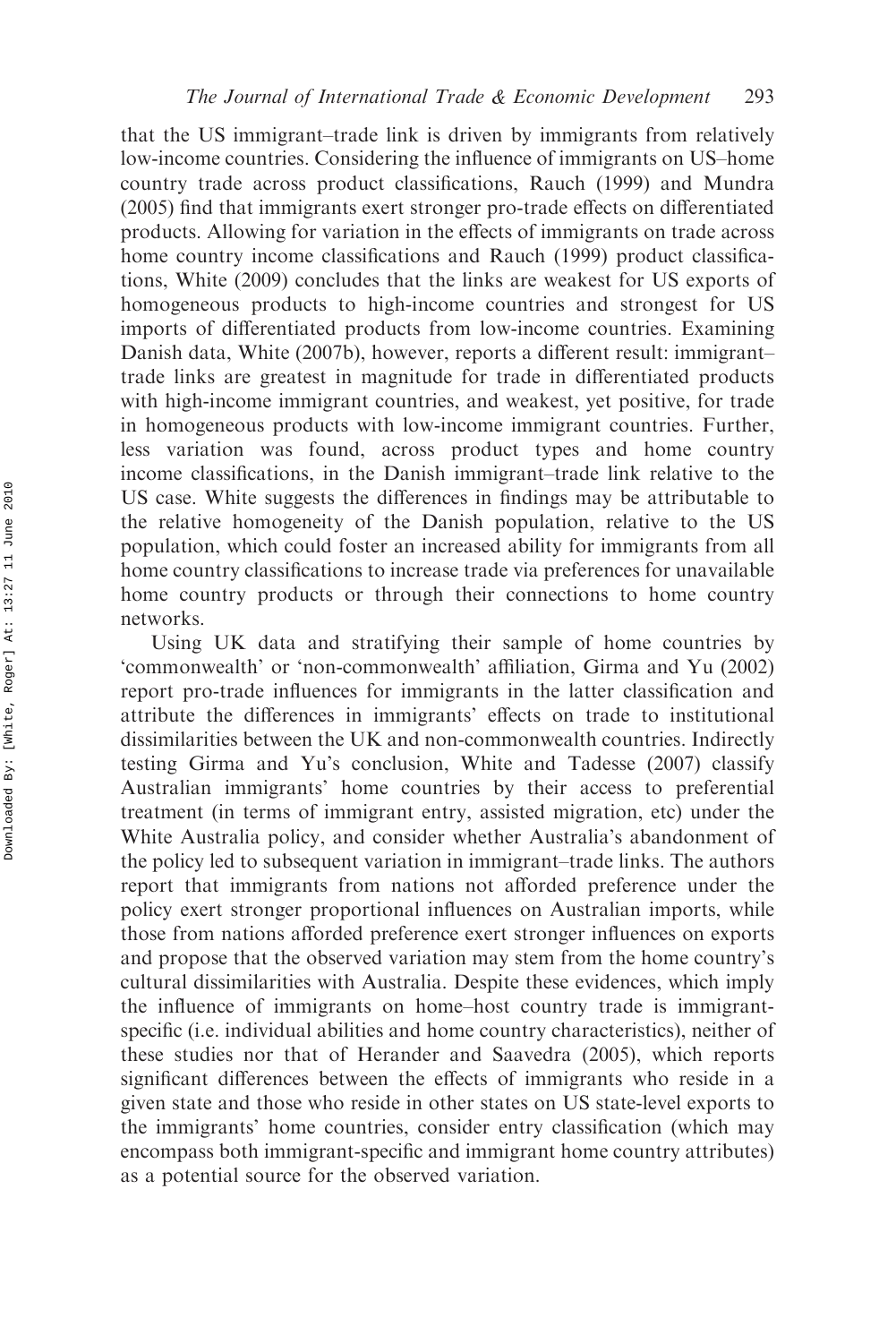that the US immigrant–trade link is driven by immigrants from relatively low-income countries. Considering the influence of immigrants on US–home country trade across product classifications, Rauch (1999) and Mundra (2005) find that immigrants exert stronger pro-trade effects on differentiated products. Allowing for variation in the effects of immigrants on trade across home country income classifications and Rauch (1999) product classifications, White (2009) concludes that the links are weakest for US exports of homogeneous products to high-income countries and strongest for US imports of differentiated products from low-income countries. Examining Danish data, White (2007b), however, reports a different result: immigrant–trade links are greatest in magnitude for trade in differentiated products with high-income immigrant countries, and weakest, yet positive, for trade in homogeneous products with low-income immigrant countries. Further, less variation was found, across product types and home country income classifications, in the Danish immigrant–trade link relative to the US case. White suggests the differences in findings may be attributable to the relative homogeneity of the Danish population, relative to the US population, which could foster an increased ability for immigrants from all home country classifications to increase trade via preferences for unavailable home country products or through their connections to home country networks.

Using UK data and stratifying their sample of home countries by 'commonwealth' or 'non-commonwealth' affiliation, Girma and Yu (2002) report pro-trade influences for immigrants in the latter classification and attribute the differences in immigrants' effects on trade to institutional dissimilarities between the UK and non-commonwealth countries. Indirectly testing Girma and Yu's conclusion, White and Tadesse (2007) classify Australian immigrants' home countries by their access to preferential treatment (in terms of immigrant entry, assisted migration, etc) under the White Australia policy, and consider whether Australia's abandonment of the policy led to subsequent variation in immigrant–trade links. The authors report that immigrants from nations not afforded preference under the policy exert stronger proportional influences on Australian imports, while those from nations afforded preference exert stronger influences on exports and propose that the observed variation may stem from the home country's cultural dissimilarities with Australia. Despite these evidences, which imply the influence of immigrants on home–host country trade is immigrant-specific (i.e. individual abilities and home country characteristics), neither of these studies nor that of Herander and Saavedra (2005), which reports significant differences between the effects of immigrants who reside in a given state and those who reside in other states on US state-level exports to the immigrants' home countries, consider entry classification (which may encompass both immigrant-specific and immigrant home country attributes) as a potential source for the observed variation.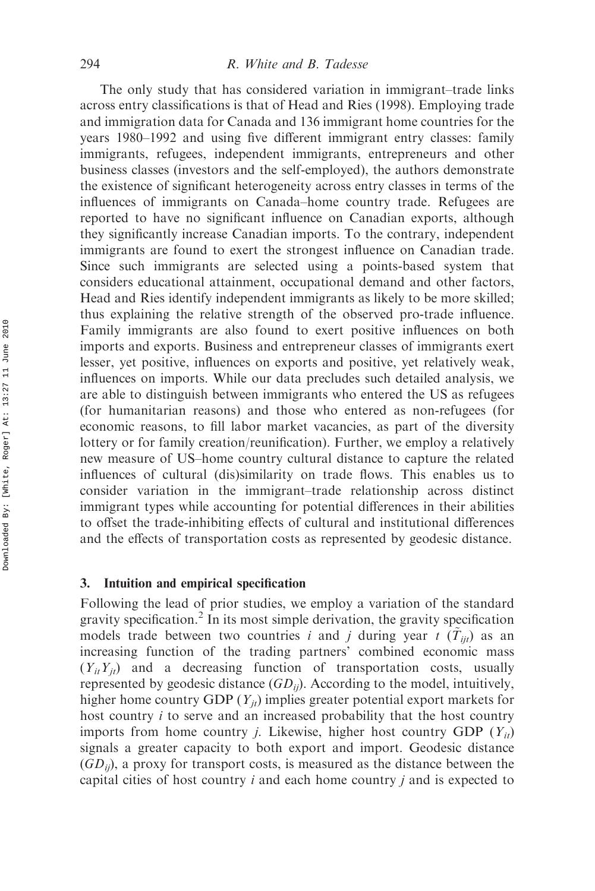The only study that has considered variation in immigrant–trade links across entry classifications is that of Head and Ries (1998). Employing trade and immigration data for Canada and 136 immigrant home countries for the years 1980–1992 and using five different immigrant entry classes: family immigrants, refugees, independent immigrants, entrepreneurs and other business classes (investors and the self-employed), the authors demonstrate the existence of significant heterogeneity across entry classes in terms of the influences of immigrants on Canada–home country trade. Refugees are reported to have no significant influence on Canadian exports, although they significantly increase Canadian imports. To the contrary, independent immigrants are found to exert the strongest influence on Canadian trade. Since such immigrants are selected using a points-based system that considers educational attainment, occupational demand and other factors, Head and Ries identify independent immigrants as likely to be more skilled; thus explaining the relative strength of the observed pro-trade influence. Family immigrants are also found to exert positive influences on both imports and exports. Business and entrepreneur classes of immigrants exert lesser, yet positive, influences on exports and positive, yet relatively weak, influences on imports. While our data precludes such detailed analysis, we are able to distinguish between immigrants who entered the US as refugees (for humanitarian reasons) and those who entered as non-refugees (for economic reasons, to fill labor market vacancies, as part of the diversity lottery or for family creation/reunification). Further, we employ a relatively new measure of US–home country cultural distance to capture the related influences of cultural (dis)similarity on trade flows. This enables us to consider variation in the immigrant–trade relationship across distinct immigrant types while accounting for potential differences in their abilities to offset the trade-inhibiting effects of cultural and institutional differences and the effects of transportation costs as represented by geodesic distance.

## 3. Intuition and empirical specification

Following the lead of prior studies, we employ a variation of the standard gravity specification.[2] In its most simple derivation, the gravity specification models trade between two countries $i$ and $j$ during year $t$ ($\tilde{T}_{ijt}$) as an increasing function of the trading partners' combined economic mass ($Y_{it}Y_{jt}$) and a decreasing function of transportation costs, usually represented by geodesic distance ($GD_{ij}$). According to the model, intuitively, higher home country GDP ($Y_{jt}$) implies greater potential export markets for host country $i$ to serve and an increased probability that the host country imports from home country $j$. Likewise, higher host country GDP ($Y_{it}$) signals a greater capacity to both export and import. Geodesic distance ($GD_{ij}$), a proxy for transport costs, is measured as the distance between the capital cities of host country $i$ and each home country $j$ and is expected to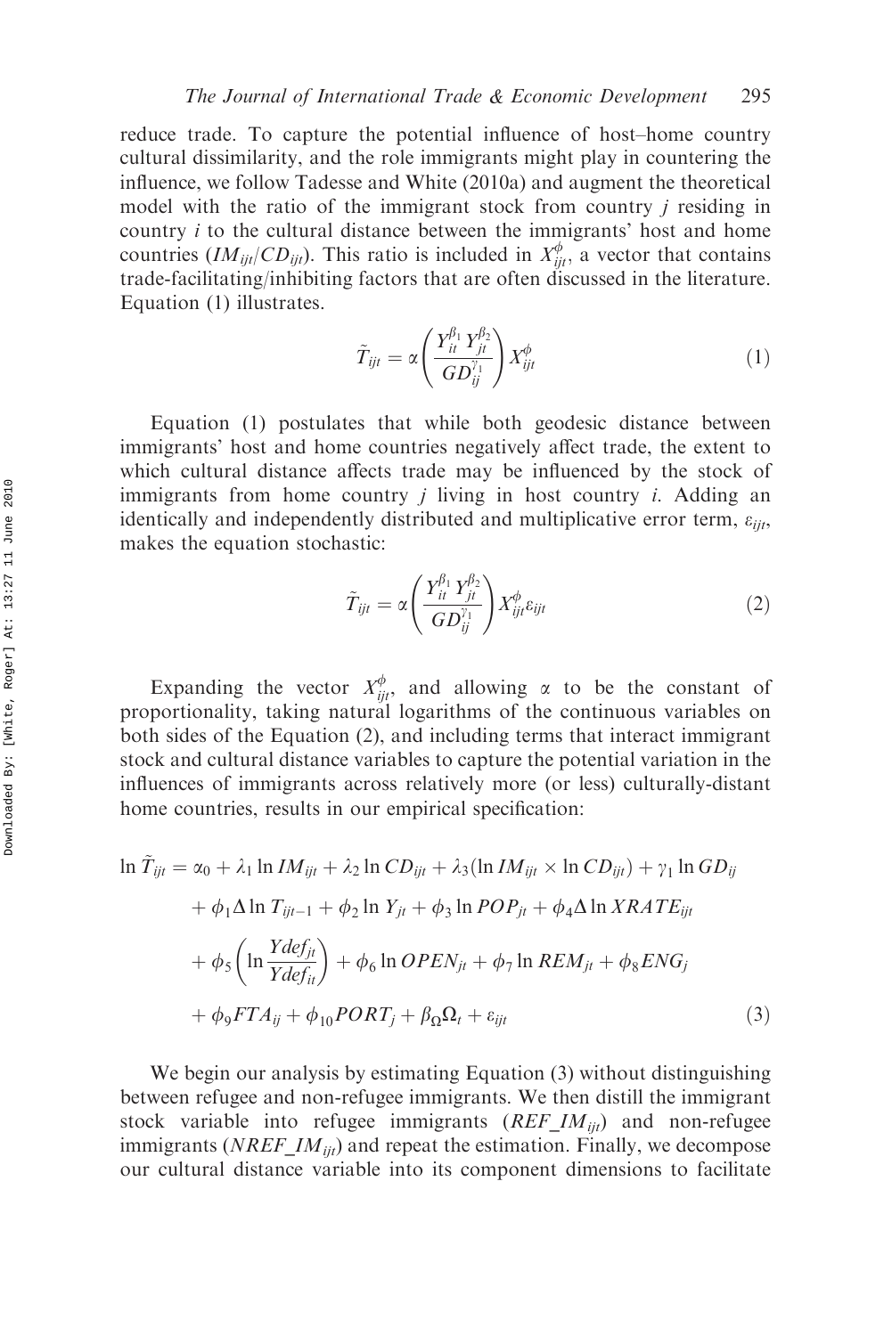reduce trade. To capture the potential influence of host–home country cultural dissimilarity, and the role immigrants might play in countering the influence, we follow Tadesse and White (2010a) and augment the theoretical model with the ratio of the immigrant stock from country $j$ residing in country $i$ to the cultural distance between the immigrants' host and home countries ($IM_{ijt}/CD_{ijt}$). This ratio is included in $X_{ijt}^{\phi}$, a vector that contains trade-facilitating/inhibiting factors that are often discussed in the literature. Equation (1) illustrates.

$$\tilde{T}_{ijt} = \alpha \left( \frac{Y_{it}^{\beta_1} Y_{jt}^{\beta_2}}{GD_{ij}^{\gamma_1}} \right) X_{ijt}^{\phi} \tag{1}$$

Equation (1) postulates that while both geodesic distance between immigrants' host and home countries negatively affect trade, the extent to which cultural distance affects trade may be influenced by the stock of immigrants from home country $j$ living in host country $i$. Adding an identically and independently distributed and multiplicative error term, $\varepsilon_{ijt}$, makes the equation stochastic:

$$\tilde{T}_{ijt} = \alpha \left( \frac{Y_{it}^{\beta_1} Y_{jt}^{\beta_2}}{GD_{ij}^{\gamma_1}} \right) X_{ijt}^{\phi} \varepsilon_{ijt} \tag{2}$$

Expanding the vector $X_{ijt}^{\phi}$, and allowing $\alpha$ to be the constant of proportionality, taking natural logarithms of the continuous variables on both sides of the Equation (2), and including terms that interact immigrant stock and cultural distance variables to capture the potential variation in the influences of immigrants across relatively more (or less) culturally-distant home countries, results in our empirical specification:

$$\begin{aligned}
\ln \tilde{T}_{ijt} = {} & \alpha_0 + \lambda_1 \ln IM_{ijt} + \lambda_2 \ln CD_{ijt} + \lambda_3 (\ln IM_{ijt} \times \ln CD_{ijt}) + \gamma_1 \ln GD_{ij} \\
& + \phi_1 \Delta \ln T_{ijt-1} + \phi_2 \ln Y_{jt} + \phi_3 \ln POP_{jt} + \phi_4 \Delta \ln XRATE_{ijt} \\
& + \phi_5 \left( \ln \frac{Ydef_{jt}}{Ydef_{it}} \right) + \phi_6 \ln OPEN_{jt} + \phi_7 \ln REM_{jt} + \phi_8 ENG_j \\
& + \phi_9 FTA_{ij} + \phi_{10} PORT_j + \beta_{\Omega} \Omega_t + \varepsilon_{ijt}
\end{aligned} \tag{3}$$

We begin our analysis by estimating Equation (3) without distinguishing between refugee and non-refugee immigrants. We then distill the immigrant stock variable into refugee immigrants ($REF\_IM_{ijt}$) and non-refugee immigrants ($NREF\_IM_{ijt}$) and repeat the estimation. Finally, we decompose our cultural distance variable into its component dimensions to facilitate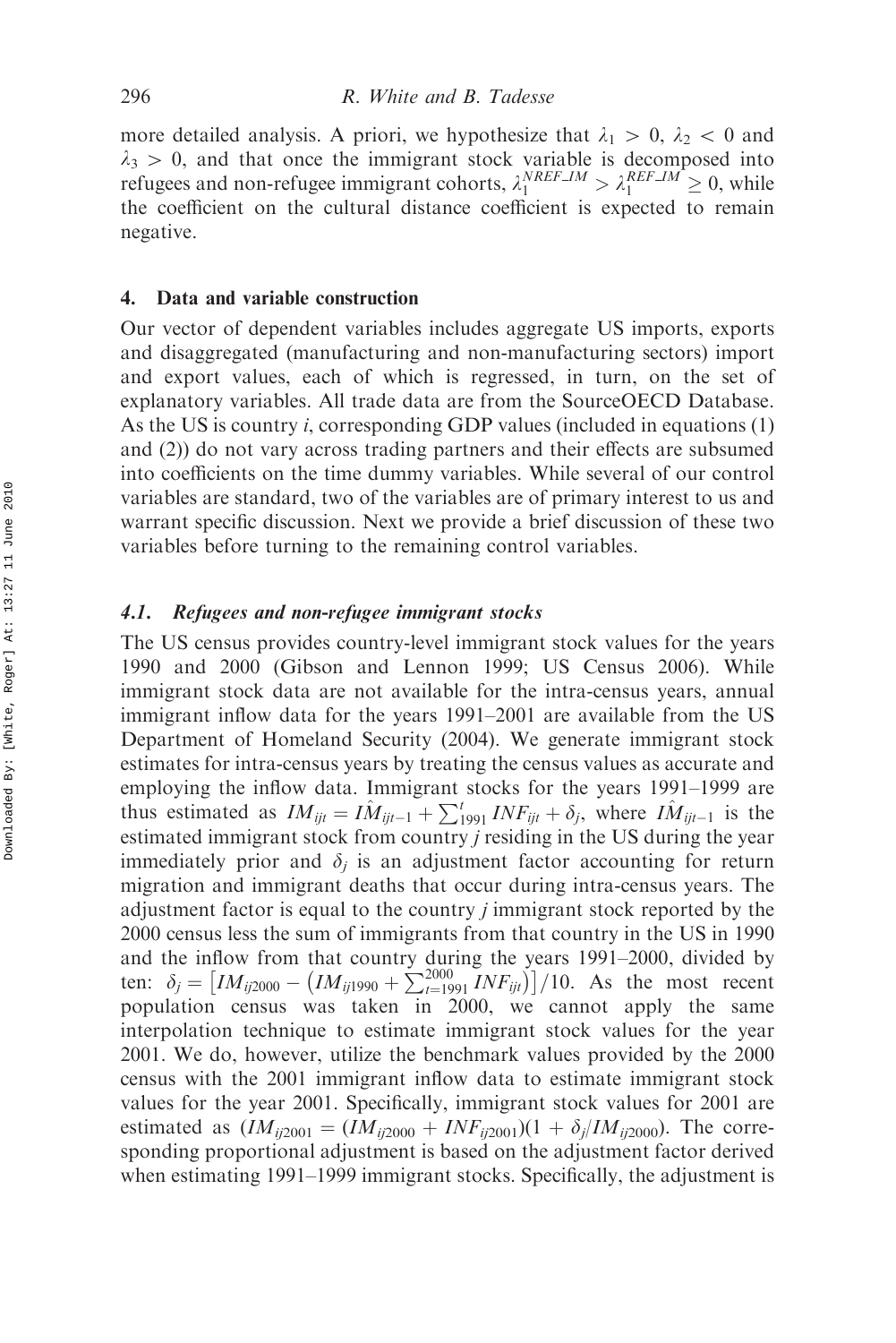more detailed analysis. A priori, we hypothesize that $\lambda_1 > 0$, $\lambda_2 < 0$ and $\lambda_3 > 0$, and that once the immigrant stock variable is decomposed into refugees and non-refugee immigrant cohorts, $\lambda_1^{NREF\_IM} > \lambda_1^{REF\_IM} \geq 0$, while the coefficient on the cultural distance coefficient is expected to remain negative.

## 4. Data and variable construction

Our vector of dependent variables includes aggregate US imports, exports and disaggregated (manufacturing and non-manufacturing sectors) import and export values, each of which is regressed, in turn, on the set of explanatory variables. All trade data are from the SourceOECD Database. As the US is country *i*, corresponding GDP values (included in equations (1) and (2)) do not vary across trading partners and their effects are subsumed into coefficients on the time dummy variables. While several of our control variables are standard, two of the variables are of primary interest to us and warrant specific discussion. Next we provide a brief discussion of these two variables before turning to the remaining control variables.

### *4.1. Refugees and non-refugee immigrant stocks*

The US census provides country-level immigrant stock values for the years 1990 and 2000 (Gibson and Lennon 1999; US Census 2006). While immigrant stock data are not available for the intra-census years, annual immigrant inflow data for the years 1991–2001 are available from the US Department of Homeland Security (2004). We generate immigrant stock estimates for intra-census years by treating the census values as accurate and employing the inflow data. Immigrant stocks for the years 1991–1999 are thus estimated as $IM_{ijt} = \hat{IM}_{ijt-1} + \sum_{1991}^{t} INF_{ijt} + \delta_j$, where $\hat{IM}_{ijt-1}$ is the estimated immigrant stock from country *j* residing in the US during the year immediately prior and $\delta_j$ is an adjustment factor accounting for return migration and immigrant deaths that occur during intra-census years. The adjustment factor is equal to the country *j* immigrant stock reported by the 2000 census less the sum of immigrants from that country in the US in 1990 and the inflow from that country during the years 1991–2000, divided by ten: $\delta_j = \left[IM_{ij2000} - \left(IM_{ij1990} + \sum_{t=1991}^{2000} INF_{ijt}\right)\right]/10$. As the most recent population census was taken in 2000, we cannot apply the same interpolation technique to estimate immigrant stock values for the year 2001. We do, however, utilize the benchmark values provided by the 2000 census with the 2001 immigrant inflow data to estimate immigrant stock values for the year 2001. Specifically, immigrant stock values for 2001 are estimated as $(IM_{ij2001} = (IM_{ij2000} + INF_{ij2001})(1 + \delta_j/IM_{ij2000})$. The corresponding proportional adjustment is based on the adjustment factor derived when estimating 1991–1999 immigrant stocks. Specifically, the adjustment is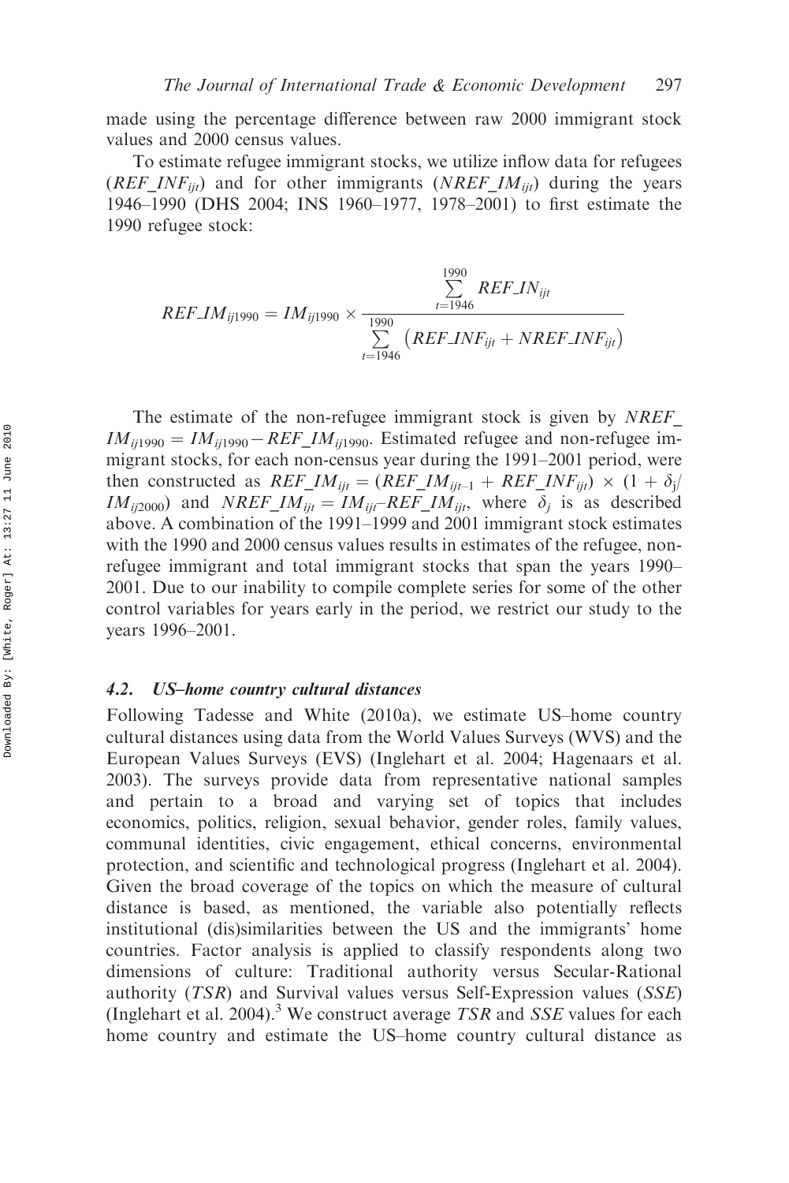made using the percentage difference between raw 2000 immigrant stock values and 2000 census values.

To estimate refugee immigrant stocks, we utilize inflow data for refugees ($REF\_INF_{ijt}$) and for other immigrants ($NREF\_IM_{ijt}$) during the years 1946–1990 (DHS 2004; INS 1960–1977, 1978–2001) to first estimate the 1990 refugee stock:

$$REF\_IM_{ij1990} = IM_{ij1990} \times \frac{\sum_{t=1946}^{1990} REF\_IN_{ijt}}{\sum_{t=1946}^{1990} \left( REF\_INF_{ijt} + NREF\_INF_{ijt} \right)}$$

The estimate of the non-refugee immigrant stock is given by $NREF\_IM_{ij1990} = IM_{ij1990} - REF\_IM_{ij1990}$. Estimated refugee and non-refugee immigrant stocks, for each non-census year during the 1991–2001 period, were then constructed as $REF\_IM_{ijt} = (REF\_IM_{ijt-1} + REF\_INF_{ijt}) \times (1 + \delta_j / IM_{ij2000})$ and $NREF\_IM_{ijt} = IM_{ijt} – REF\_IM_{ijt}$, where $\delta_j$ is as described above. A combination of the 1991–1999 and 2001 immigrant stock estimates with the 1990 and 2000 census values results in estimates of the refugee, non-refugee immigrant and total immigrant stocks that span the years 1990–2001. Due to our inability to compile complete series for some of the other control variables for years early in the period, we restrict our study to the years 1996–2001.

### *4.2. US–home country cultural distances*

Following Tadesse and White (2010a), we estimate US–home country cultural distances using data from the World Values Surveys (WVS) and the European Values Surveys (EVS) (Inglehart et al. 2004; Hagenaars et al. 2003). The surveys provide data from representative national samples and pertain to a broad and varying set of topics that includes economics, politics, religion, sexual behavior, gender roles, family values, communal identities, civic engagement, ethical concerns, environmental protection, and scientific and technological progress (Inglehart et al. 2004). Given the broad coverage of the topics on which the measure of cultural distance is based, as mentioned, the variable also potentially reflects institutional (dis)similarities between the US and the immigrants' home countries. Factor analysis is applied to classify respondents along two dimensions of culture: Traditional authority versus Secular-Rational authority (*TSR*) and Survival values versus Self-Expression values (*SSE*) (Inglehart et al. 2004).[3] We construct average *TSR* and *SSE* values for each home country and estimate the US–home country cultural distance as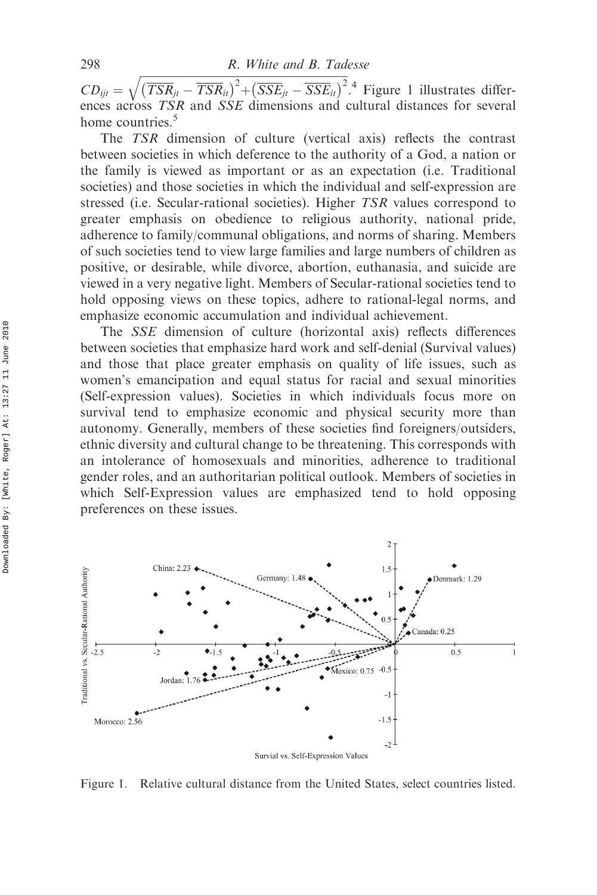$CD_{ijt} = \sqrt{\left(\overline{TSR}_{jt} - \overline{TSR}_{it}\right)^2 + \left(\overline{SSE}_{jt} - \overline{SSE}_{it}\right)^2}$.[4] Figure 1 illustrates differences across *TSR* and *SSE* dimensions and cultural distances for several home countries.[5]

The *TSR* dimension of culture (vertical axis) reflects the contrast between societies in which deference to the authority of a God, a nation or the family is viewed as important or as an expectation (i.e. Traditional societies) and those societies in which the individual and self-expression are stressed (i.e. Secular-rational societies). Higher *TSR* values correspond to greater emphasis on obedience to religious authority, national pride, adherence to family/communal obligations, and norms of sharing. Members of such societies tend to view large families and large numbers of children as positive, or desirable, while divorce, abortion, euthanasia, and suicide are viewed in a very negative light. Members of Secular-rational societies tend to hold opposing views on these topics, adhere to rational-legal norms, and emphasize economic accumulation and individual achievement.

The *SSE* dimension of culture (horizontal axis) reflects differences between societies that emphasize hard work and self-denial (Survival values) and those that place greater emphasis on quality of life issues, such as women's emancipation and equal status for racial and sexual minorities (Self-expression values). Societies in which individuals focus more on survival tend to emphasize economic and physical security more than autonomy. Generally, members of these societies find foreigners/outsiders, ethnic diversity and cultural change to be threatening. This corresponds with an intolerance of homosexuals and minorities, adherence to traditional gender roles, and an authoritarian political outlook. Members of societies in which Self-Expression values are emphasized tend to hold opposing preferences on these issues.

Figure 1. Relative cultural distance from the United States, select countries listed.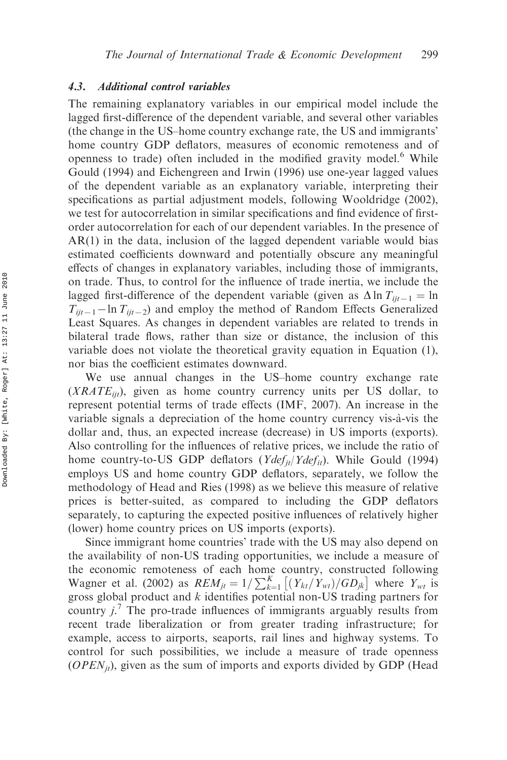### 4.3. Additional control variables

The remaining explanatory variables in our empirical model include the lagged first-difference of the dependent variable, and several other variables (the change in the US–home country exchange rate, the US and immigrants' home country GDP deflators, measures of economic remoteness and of openness to trade) often included in the modified gravity model.[6] While Gould (1994) and Eichengreen and Irwin (1996) use one-year lagged values of the dependent variable as an explanatory variable, interpreting their specifications as partial adjustment models, following Wooldridge (2002), we test for autocorrelation in similar specifications and find evidence of first-order autocorrelation for each of our dependent variables. In the presence of AR(1) in the data, inclusion of the lagged dependent variable would bias estimated coefficients downward and potentially obscure any meaningful effects of changes in explanatory variables, including those of immigrants, on trade. Thus, to control for the influence of trade inertia, we include the lagged first-difference of the dependent variable (given as $\Delta \ln T_{ijt-1} = \ln T_{ijt-1} - \ln T_{ijt-2}$) and employ the method of Random Effects Generalized Least Squares. As changes in dependent variables are related to trends in bilateral trade flows, rather than size or distance, the inclusion of this variable does not violate the theoretical gravity equation in Equation (1), nor bias the coefficient estimates downward.

We use annual changes in the US–home country exchange rate ($XRATE_{ijt}$), given as home country currency units per US dollar, to represent potential terms of trade effects (IMF, 2007). An increase in the variable signals a depreciation of the home country currency vis-à-vis the dollar and, thus, an expected increase (decrease) in US imports (exports). Also controlling for the influences of relative prices, we include the ratio of home country-to-US GDP deflators ($Ydef_{jt}/Ydef_{it}$). While Gould (1994) employs US and home country GDP deflators, separately, we follow the methodology of Head and Ries (1998) as we believe this measure of relative prices is better-suited, as compared to including the GDP deflators separately, to capturing the expected positive influences of relatively higher (lower) home country prices on US imports (exports).

Since immigrant home countries' trade with the US may also depend on the availability of non-US trading opportunities, we include a measure of the economic remoteness of each home country, constructed following Wagner et al. (2002) as $REM_{jt} = 1/\sum_{k=1}^{K}\left[(Y_{kt}/Y_{wt})/GD_{jk}\right]$ where $Y_{wt}$ is gross global product and $k$ identifies potential non-US trading partners for country $j$.[7] The pro-trade influences of immigrants arguably results from recent trade liberalization or from greater trading infrastructure; for example, access to airports, seaports, rail lines and highway systems. To control for such possibilities, we include a measure of trade openness ($OPEN_{jt}$), given as the sum of imports and exports divided by GDP (Head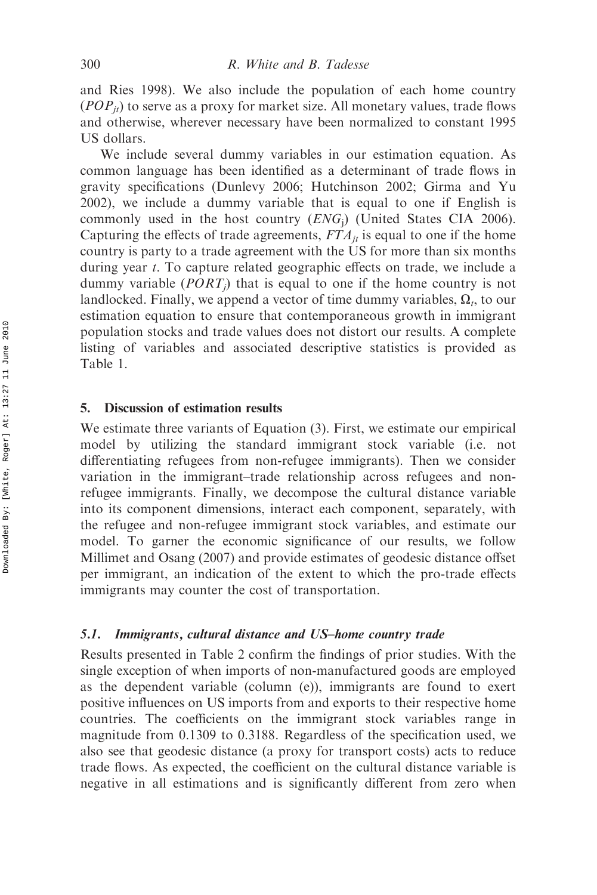and Ries 1998). We also include the population of each home country ($POP_{jt}$) to serve as a proxy for market size. All monetary values, trade flows and otherwise, wherever necessary have been normalized to constant 1995 US dollars.

We include several dummy variables in our estimation equation. As common language has been identified as a determinant of trade flows in gravity specifications (Dunlevy 2006; Hutchinson 2002; Girma and Yu 2002), we include a dummy variable that is equal to one if English is commonly used in the host country ($ENG_j$) (United States CIA 2006). Capturing the effects of trade agreements, $FTA_{jt}$ is equal to one if the home country is party to a trade agreement with the US for more than six months during year $t$. To capture related geographic effects on trade, we include a dummy variable ($PORT_j$) that is equal to one if the home country is not landlocked. Finally, we append a vector of time dummy variables, $\Omega_t$, to our estimation equation to ensure that contemporaneous growth in immigrant population stocks and trade values does not distort our results. A complete listing of variables and associated descriptive statistics is provided as Table 1.

## 5. Discussion of estimation results

We estimate three variants of Equation (3). First, we estimate our empirical model by utilizing the standard immigrant stock variable (i.e. not differentiating refugees from non-refugee immigrants). Then we consider variation in the immigrant–trade relationship across refugees and non-refugee immigrants. Finally, we decompose the cultural distance variable into its component dimensions, interact each component, separately, with the refugee and non-refugee immigrant stock variables, and estimate our model. To garner the economic significance of our results, we follow Millimet and Osang (2007) and provide estimates of geodesic distance offset per immigrant, an indication of the extent to which the pro-trade effects immigrants may counter the cost of transportation.

### *5.1. Immigrants, cultural distance and US–home country trade*

Results presented in Table 2 confirm the findings of prior studies. With the single exception of when imports of non-manufactured goods are employed as the dependent variable (column (e)), immigrants are found to exert positive influences on US imports from and exports to their respective home countries. The coefficients on the immigrant stock variables range in magnitude from 0.1309 to 0.3188. Regardless of the specification used, we also see that geodesic distance (a proxy for transport costs) acts to reduce trade flows. As expected, the coefficient on the cultural distance variable is negative in all estimations and is significantly different from zero when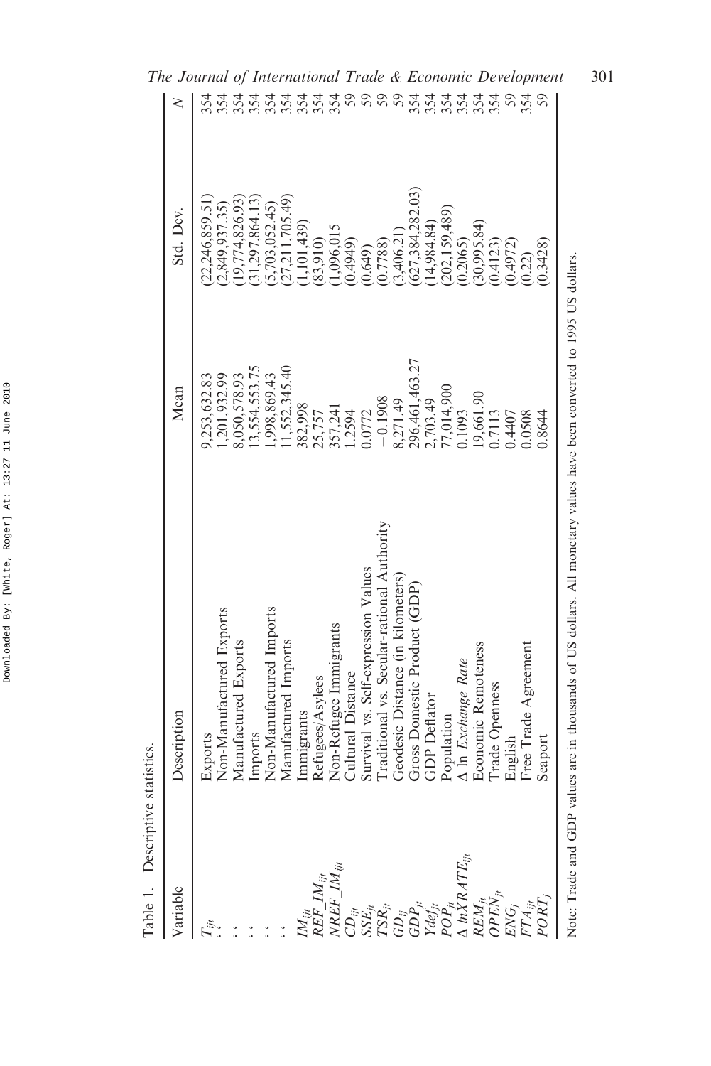Table 1. Descriptive statistics.

| Variable | Description | Mean | Std. Dev. | N |
|---|---|---|---|---|
| $T_{ijt}$ | Exports | 9,253,632.83 | (22,246,859.51) | 354 |
| . . | Non-Manufactured Exports | 1,201,932.99 | (2,849,937.35) | 354 |
| . . | Manufactured Exports | 8,050,578.93 | (19,774,826.93) | 354 |
| . . | Imports | 13,554,553.75 | (31,297,864.13) | 354 |
| . . | Non-Manufactured Imports | 1,998,869.43 | (5,703,052.45) | 354 |
| . . | Manufactured Imports | 11,552,345.40 | (27,211,705.49) | 354 |
| $IM_{ijt}$ | Immigrants | 382,998 | (1,101,439) | 354 |
| $REF\_IM_{ijt}$ | Refugees/Asylees | 25,757 | (83,910) | 354 |
| $NREF\_IM_{ijt}$ | Non-Refugee Immigrants | 357,241 | (1,096,015 | 354 |
| $CD_{ijt}$ | Cultural Distance | 1.2594 | (0.4949) | 59 |
| $SSE_{jt}$ | Survival vs. Self-expression Values | 0.0772 | (0.649) | 59 |
| $TSR_{jt}$ | Traditional vs. Secular-rational Authority | −0.1908 | (0.7788) | 59 |
| $GD_{ij}$ | Geodesic Distance (in kilometers) | 8,271.49 | (3,406.21) | 59 |
| $GDP_{jt}$ | Gross Domestic Product (GDP) | 296,461,463.27 | (627,384,282.03) | 354 |
| $Ydef_{jt}$ | GDP Deflator | 2,703.49 | (14,984.84) | 354 |
| $POP_{jt}$ | Population | 77,014,900 | (202,159,489) | 354 |
| $\Delta \ln XRATE_{ijt}$ | $\Delta$ ln *Exchange Rate* | 0.1093 | (0.2065) | 354 |
| $REM_{jt}$ | Economic Remoteness | 19,661.90 | (30,995.84) | 354 |
| $OPEN_{jt}$ | Trade Openness | 0.7113 | (0.4123) | 354 |
| $ENG_j$ | English | 0.4407 | (0.4972) | 59 |
| $FTA_{ijt}$ | Free Trade Agreement | 0.0508 | (0.22) | 354 |
| $PORT_j$ | Seaport | 0.8644 | (0.3428) | 59 |

Note: Trade and GDP values are in thousands of US dollars. All monetary values have been converted to 1995 US dollars.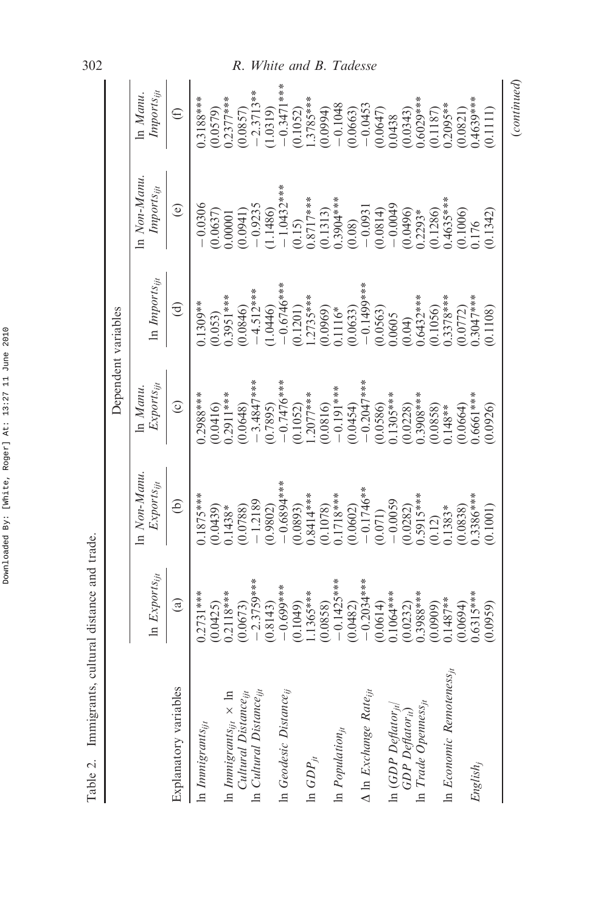Table 2. Immigrants, cultural distance and trade.

| Explanatory variables | ln $Exports_{ijt}$ | ln $Non\text{-}Manu.\ Exports_{ijt}$ | ln $Manu.\ Exports_{ijt}$ | ln $Imports_{ijt}$ | ln $Non\text{-}Manu.\ Imports_{ijt}$ | ln $Manu.\ Imports_{ijt}$ |
|---|---|---|---|---|---|---|
| | Dependent variables | | | | | |
| | (a) | (b) | (c) | (d) | (e) | (f) |
| ln $Immigrants_{ijt}$ | 0.2731*** | 0.1875*** | 0.2988*** | 0.1309** | −0.0306 | 0.3188*** |
| | (0.0425) | (0.0439) | (0.0416) | (0.053) | (0.0637) | (0.0579) |
| ln $Immigrants_{ijt}$ × ln $Cultural\ Distance_{ijt}$ | 0.2118*** | 0.1438* | 0.2911*** | 0.3951*** | 0.00001 | 0.2377*** |
| | (0.0673) | (0.0788) | (0.0648) | (0.0846) | (0.0941) | (0.0857) |
| ln $Cultural\ Distance_{ijt}$ | −2.3759*** | −1.2189 | −3.4847*** | −4.512*** | −0.9235 | −2.3713** |
| | (0.8143) | (0.9802) | (0.7895) | (1.0446) | (1.1486) | (1.0319) |
| ln $Geodesic\ Distance_{ij}$ | −0.699*** | −0.6894*** | −0.7476*** | −0.6746*** | −1.0432*** | −0.3471*** |
| | (0.1049) | (0.0893) | (0.1052) | (0.1201) | (0.15) | (0.1052) |
| ln $GDP_{jt}$ | 1.1365*** | 0.8414*** | 1.2077*** | 1.2735*** | 0.8717*** | 1.3785*** |
| | (0.0858) | (0.1078) | (0.0816) | (0.0969) | (0.1313) | (0.0994) |
| ln $Population_{jt}$ | −0.1425*** | 0.1718*** | −0.191*** | 0.1116* | 0.3904*** | −0.1048 |
| | (0.0482) | (0.0602) | (0.0454) | (0.0633) | (0.08) | (0.0663) |
| Δ ln $Exchange\ Rate_{ijt}$ | −0.2034*** | −0.1746** | −0.2047*** | −0.1499*** | −0.0931 | −0.0453 |
| | (0.0614) | (0.071) | (0.0586) | (0.0563) | (0.0814) | (0.0647) |
| ln ($GDP\ Deflator_{jt}$/ $GDP\ Deflator_{it}$) | 0.1064*** | −0.0059 | 0.1305*** | 0.0605 | −0.0049 | 0.0438 |
| | (0.0232) | (0.0282) | (0.0228) | (0.04) | (0.0496) | (0.0343) |
| ln $Trade\ Openness_{jt}$ | 0.3988*** | 0.5915*** | 0.3908*** | 0.6432*** | 0.2293* | 0.6029*** |
| | (0.0909) | (0.12) | (0.0858) | (0.1056) | (0.1286) | (0.1187) |
| ln $Economic\ Remoteness_{jt}$ | 0.1487** | 0.1383* | 0.148** | 0.3378*** | 0.4635*** | 0.2095** |
| | (0.0694) | (0.0838) | (0.0664) | (0.0772) | (0.1006) | (0.0821) |
| $English_j$ | 0.6315*** | 0.3386*** | 0.6661*** | 0.3047*** | 0.176 | 0.4639*** |
| | (0.0959) | (0.1001) | (0.0926) | (0.1108) | (0.1342) | (0.1111) |

(continued)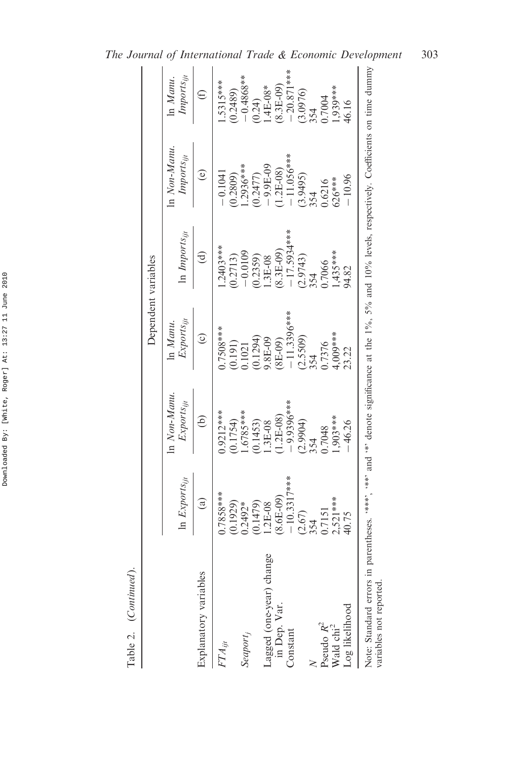Table 2. (*Continued*).

| Explanatory variables | Dependent variables | | | | | |
|---|---|---|---|---|---|---|
| | ln $Exports_{ijt}$ | ln *Non-Manu.* $Exports_{ijt}$ | ln *Manu.* $Exports_{ijt}$ | ln $Imports_{ijt}$ | ln *Non-Manu.* $Imports_{ijt}$ | ln *Manu.* $Imports_{ijt}$ |
| | (a) | (b) | (c) | (d) | (e) | (f) |
| $FTA_{ijt}$ | 0.7858*** | 0.9212*** | 0.7508*** | 1.2403*** | −0.1041 | 1.5315*** |
| | (0.1929) | (0.1754) | (0.191) | (0.2713) | (0.2809) | (0.2489) |
| $Seaport_j$ | 0.2492* | 1.6785*** | 0.1021 | −0.0109 | 1.2936*** | −0.4868** |
| | (0.1479) | (0.1453) | (0.1294) | (0.2359) | (0.2477) | (0.24) |
| Lagged (one-year) change in Dep. Var. | 1.2E-08 | 1.3E-08 | 9.8E-09 | 1.3E-08 | −9.9E-09 | 1.4E-08* |
| | (8.6E-09) | (1.2E-08) | (8E-09) | (8.3E-09) | (1.2E-08) | (8.3E-09) |
| Constant | −10.3317*** | −9.9396*** | −11.3396*** | −17.5934*** | −11.056*** | −20.871*** |
| | (2.67) | (2.9904) | (2.5509) | (2.9743) | (3.9495) | (3.0976) |
| $N$ | 354 | 354 | 354 | 354 | 354 | 354 |
| Pseudo $R^2$ | 0.7151 | 0.7048 | 0.7376 | 0.7066 | 0.6216 | 0.7004 |
| Wald chi$^2$ | 2,521*** | 1,903*** | 4,009*** | 1,435*** | 626*** | 1,939*** |
| Log likelihood | 40.75 | −46.26 | 23.22 | 94.82 | −10.96 | 46.16 |

Note: Standard errors in parentheses. '***', '**' and '*' denote significance at the 1%, 5% and 10% levels, respectively. Coefficients on time dummy variables not reported.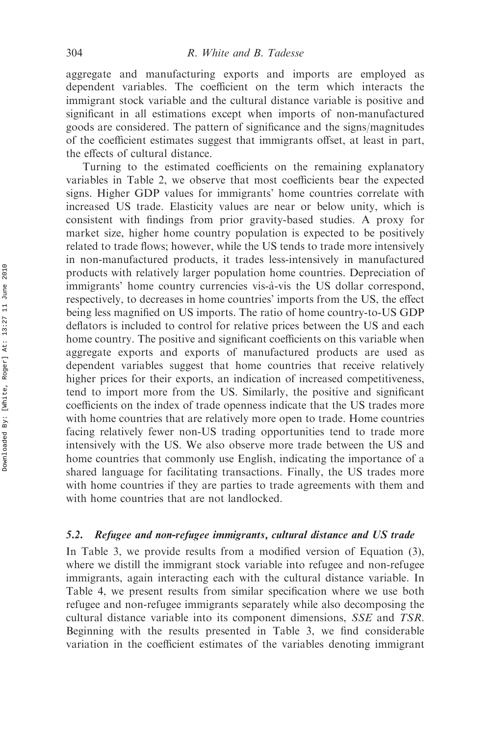aggregate and manufacturing exports and imports are employed as dependent variables. The coefficient on the term which interacts the immigrant stock variable and the cultural distance variable is positive and significant in all estimations except when imports of non-manufactured goods are considered. The pattern of significance and the signs/magnitudes of the coefficient estimates suggest that immigrants offset, at least in part, the effects of cultural distance.

Turning to the estimated coefficients on the remaining explanatory variables in Table 2, we observe that most coefficients bear the expected signs. Higher GDP values for immigrants' home countries correlate with increased US trade. Elasticity values are near or below unity, which is consistent with findings from prior gravity-based studies. A proxy for market size, higher home country population is expected to be positively related to trade flows; however, while the US tends to trade more intensively in non-manufactured products, it trades less-intensively in manufactured products with relatively larger population home countries. Depreciation of immigrants' home country currencies vis-à-vis the US dollar correspond, respectively, to decreases in home countries' imports from the US, the effect being less magnified on US imports. The ratio of home country-to-US GDP deflators is included to control for relative prices between the US and each home country. The positive and significant coefficients on this variable when aggregate exports and exports of manufactured products are used as dependent variables suggest that home countries that receive relatively higher prices for their exports, an indication of increased competitiveness, tend to import more from the US. Similarly, the positive and significant coefficients on the index of trade openness indicate that the US trades more with home countries that are relatively more open to trade. Home countries facing relatively fewer non-US trading opportunities tend to trade more intensively with the US. We also observe more trade between the US and home countries that commonly use English, indicating the importance of a shared language for facilitating transactions. Finally, the US trades more with home countries if they are parties to trade agreements with them and with home countries that are not landlocked.

### 5.2. *Refugee and non-refugee immigrants, cultural distance and US trade*

In Table 3, we provide results from a modified version of Equation (3), where we distill the immigrant stock variable into refugee and non-refugee immigrants, again interacting each with the cultural distance variable. In Table 4, we present results from similar specification where we use both refugee and non-refugee immigrants separately while also decomposing the cultural distance variable into its component dimensions, *SSE* and *TSR*. Beginning with the results presented in Table 3, we find considerable variation in the coefficient estimates of the variables denoting immigrant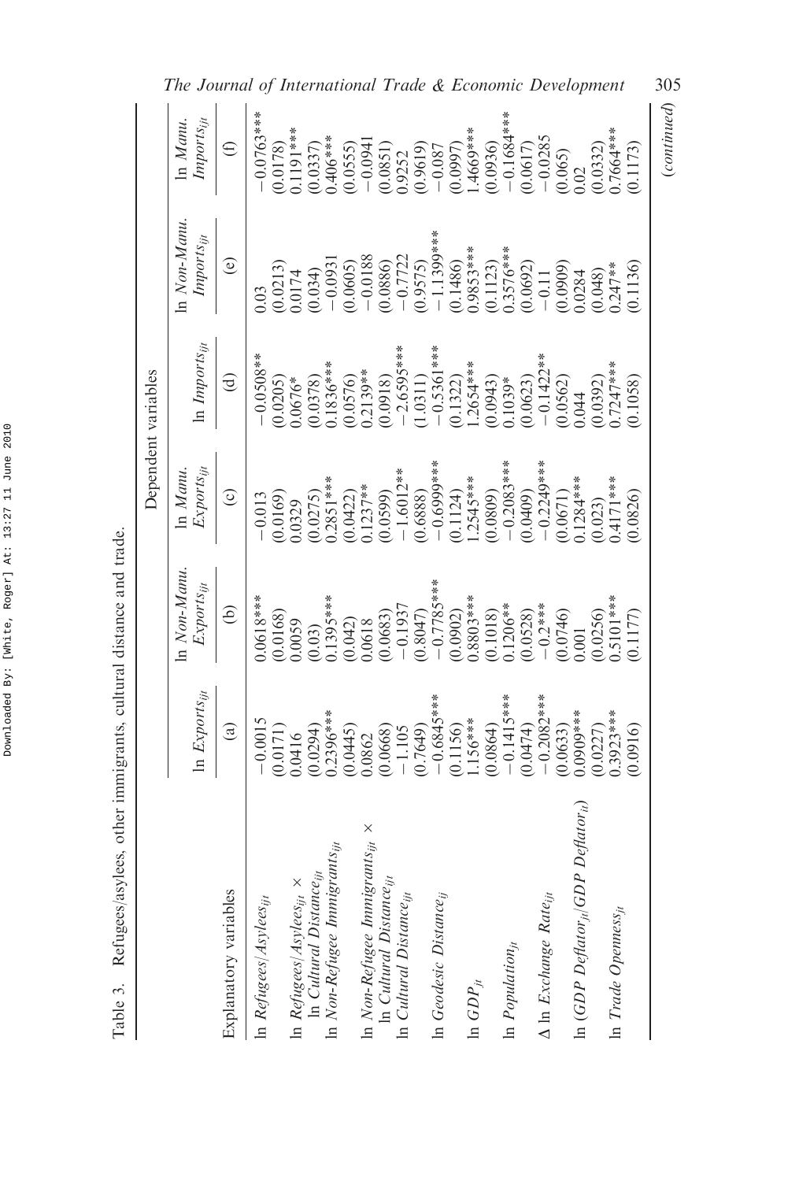Table 3. Refugees/asylees, other immigrants, cultural distance and trade.

| Explanatory variables | ln $Exports_{ijt}$ | ln $Non\text{-}Manu.\ Exports_{ijt}$ | ln $Manu.\ Exports_{ijt}$ | ln $Imports_{ijt}$ | ln $Non\text{-}Manu.\ Imports_{ijt}$ | ln $Manu.\ Imports_{ijt}$ |
|---|---|---|---|---|---|---|
| | Dependent variables | | | | | |
| | (a) | (b) | (c) | (d) | (e) | (f) |
| ln $Refugees/Asylees_{ijt}$ | −0.0015 | 0.0618*** | −0.013 | −0.0508** | 0.03 | −0.0763*** |
| | (0.0171) | (0.0168) | (0.0169) | (0.0205) | (0.0213) | (0.0178) |
| ln $Refugees/Asylees_{ijt}$ × ln $Cultural\ Distance_{ijt}$ | 0.0416 | 0.0059 | 0.0329 | 0.0676* | 0.0174 | 0.1191*** |
| | (0.0294) | (0.03) | (0.0275) | (0.0378) | (0.034) | (0.0337) |
| ln $Non\text{-}Refugee\ Immigrants_{ijt}$ | 0.2396*** | 0.1395*** | 0.2851*** | 0.1836*** | −0.0931 | 0.406*** |
| | (0.0445) | (0.042) | (0.0422) | (0.0576) | (0.0605) | (0.0555) |
| ln $Non\text{-}Refugee\ Immigrants_{ijt}$ × ln $Cultural\ Distance_{ijt}$ | 0.0862 | 0.0618 | 0.1237** | 0.2139** | −0.0188 | −0.0941 |
| | (0.0668) | (0.0683) | (0.0599) | (0.0918) | (0.0886) | (0.0851) |
| ln $Cultural\ Distance_{ijt}$ | −1.105 | −0.1937 | −1.6012** | −2.6595*** | −0.7722 | 0.9252 |
| | (0.7649) | (0.8047) | (0.6888) | (1.0311) | (0.9575) | (0.9619) |
| ln $Geodesic\ Distance_{ij}$ | −0.6845*** | −0.7785*** | −0.6999*** | −0.5361*** | −1.1399*** | −0.087 |
| | (0.1156) | (0.0902) | (0.1124) | (0.1322) | (0.1486) | (0.0997) |
| ln $GDP_{jt}$ | 1.156*** | 0.8803*** | 1.2545*** | 1.2654*** | 0.9853*** | 1.4669*** |
| | (0.0864) | (0.1018) | (0.0809) | (0.0943) | (0.1123) | (0.0936) |
| ln $Population_{jt}$ | −0.1415*** | 0.1206** | −0.2083*** | 0.1039* | 0.3576*** | −0.1684*** |
| | (0.0474) | (0.0528) | (0.0409) | (0.0623) | (0.0692) | (0.0617) |
| Δ ln $Exchange\ Rate_{ijt}$ | −0.2082*** | −0.2*** | −0.2249*** | −0.1422** | −0.11 | −0.0285 |
| | (0.0633) | (0.0746) | (0.0671) | (0.0562) | (0.0909) | (0.065) |
| ln ($GDP\ Deflator_{jt}/GDP\ Deflator_{it}$) | 0.0909*** | 0.001 | 0.1284*** | 0.044 | 0.0284 | 0.02 |
| | (0.0227) | (0.0256) | (0.023) | (0.0392) | (0.048) | (0.0332) |
| ln $Trade\ Openness_{jt}$ | 0.3923*** | 0.5101*** | 0.4171*** | 0.7247*** | 0.247** | 0.7664*** |
| | (0.0916) | (0.1177) | (0.0826) | (0.1058) | (0.1136) | (0.1173) |

(*continued*)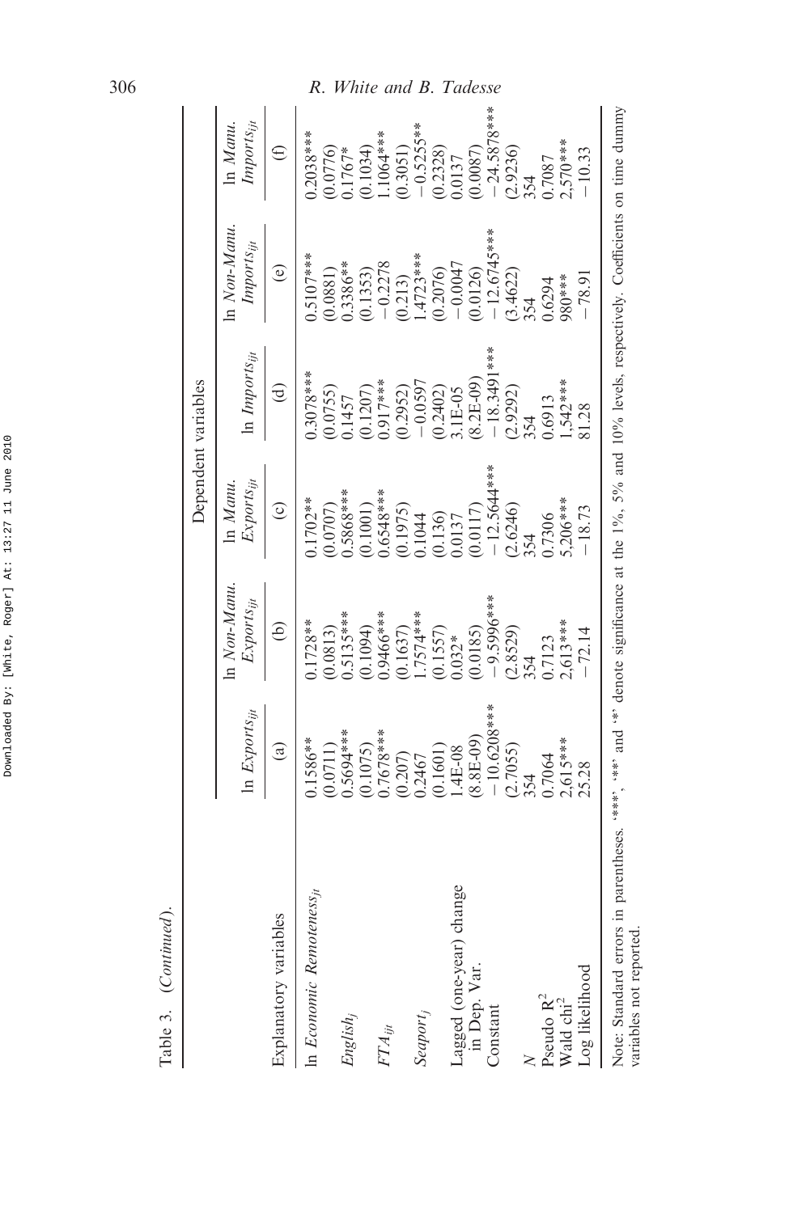Table 3. (*Continued*).

| Explanatory variables | ln $Exports_{ijt}$ | ln *Non-Manu.* $Exports_{ijt}$ | ln *Manu.* $Exports_{ijt}$ | ln $Imports_{ijt}$ | ln *Non-Manu.* $Imports_{ijt}$ | ln *Manu.* $Imports_{ijt}$ |
|---|---|---|---|---|---|---|
| | Dependent variables | | | | | |
| | (a) | (b) | (c) | (d) | (e) | (f) |
| ln *Economic Remoteness*$_{jt}$ | 0.1586** | 0.1728** | 0.1702** | 0.3078*** | 0.5107*** | 0.2038*** |
| | (0.0711) | (0.0813) | (0.0707) | (0.0755) | (0.0881) | (0.0776) |
| $English_j$ | 0.5694*** | 0.5135*** | 0.5868*** | 0.1457 | 0.3386** | 0.1767* |
| | (0.1075) | (0.1094) | (0.1001) | (0.1207) | (0.1353) | (0.1034) |
| $FTA_{ijt}$ | 0.7678*** | 0.9466*** | 0.6548*** | 0.917*** | −0.2278 | 1.1064*** |
| | (0.207) | (0.1637) | (0.1975) | (0.2952) | (0.213) | (0.3051) |
| $Seaport_j$ | 0.2467 | 1.7574*** | 0.1044 | −0.0597 | 1.4723*** | −0.5255** |
| | (0.1601) | (0.1557) | (0.136) | (0.2402) | (0.2076) | (0.2328) |
| Lagged (one-year) change in Dep. Var. | 1.4E-08 | 0.032* | 0.0137 | 3.1E-05 | −0.0047 | 0.0137 |
| | (8.8E-09) | (0.0185) | (0.0117) | (8.2E-09) | (0.0126) | (0.0087) |
| Constant | −10.6208*** | −9.5996*** | −12.5644*** | −18.3491*** | −12.6745*** | −24.5878*** |
| | (2.7055) | (2.8529) | (2.6246) | (2.9292) | (3.4622) | (2.9236) |
| $N$ | 354 | 354 | 354 | 354 | 354 | 354 |
| Pseudo $R^2$ | 0.7064 | 0.7123 | 0.7306 | 0.6913 | 0.6294 | 0.7087 |
| Wald $chi^2$ | 2,615*** | 2,613*** | 5,206*** | 1,542*** | 980*** | 2,570*** |
| Log likelihood | 25.28 | −72.14 | −18.73 | 81.28 | −78.91 | −10.33 |

Note: Standard errors in parentheses. '***', '**' and '*' denote significance at the 1%, 5% and 10% levels, respectively. Coefficients on time dummy variables not reported.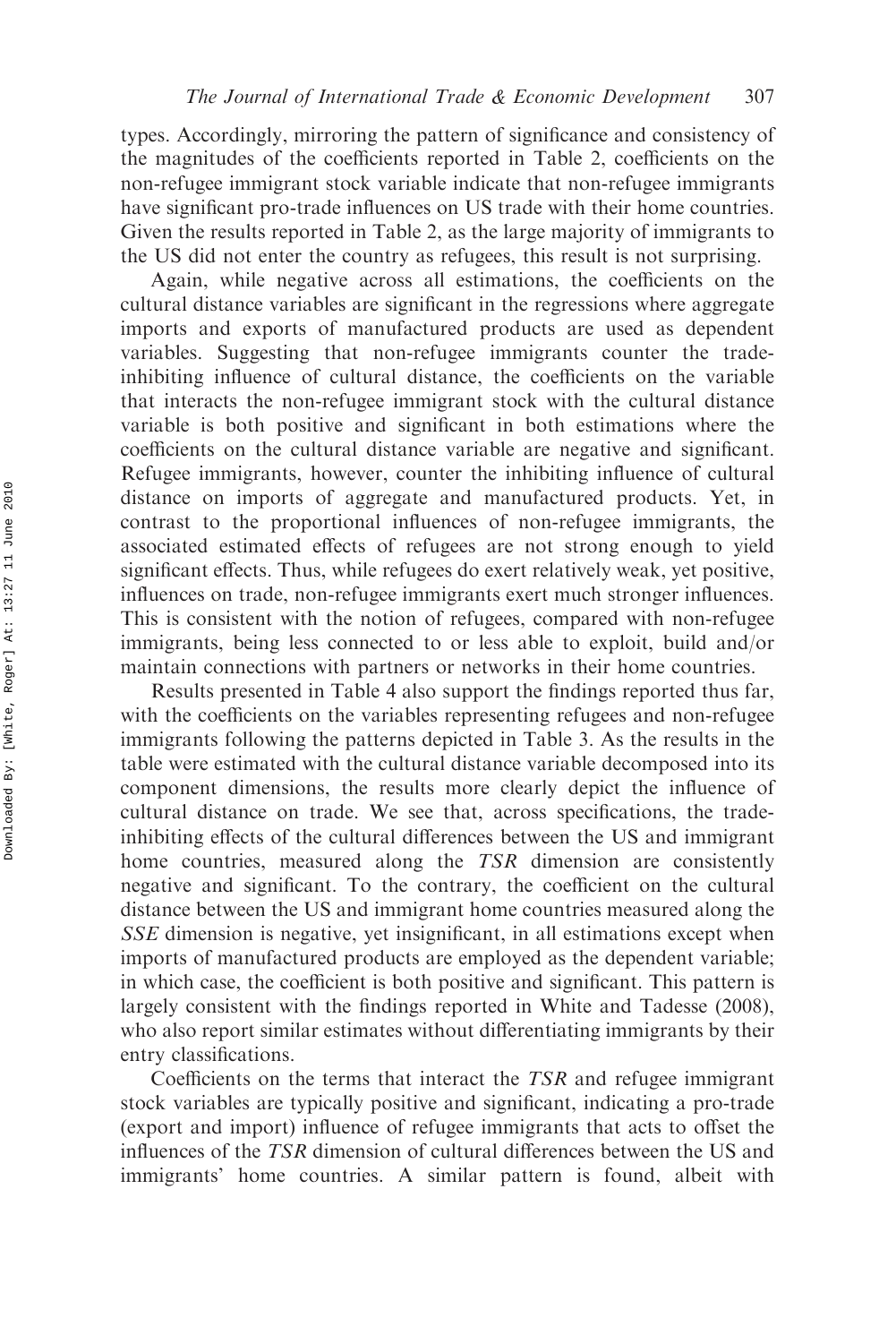types. Accordingly, mirroring the pattern of significance and consistency of the magnitudes of the coefficients reported in Table 2, coefficients on the non-refugee immigrant stock variable indicate that non-refugee immigrants have significant pro-trade influences on US trade with their home countries. Given the results reported in Table 2, as the large majority of immigrants to the US did not enter the country as refugees, this result is not surprising.

Again, while negative across all estimations, the coefficients on the cultural distance variables are significant in the regressions where aggregate imports and exports of manufactured products are used as dependent variables. Suggesting that non-refugee immigrants counter the trade-inhibiting influence of cultural distance, the coefficients on the variable that interacts the non-refugee immigrant stock with the cultural distance variable is both positive and significant in both estimations where the coefficients on the cultural distance variable are negative and significant. Refugee immigrants, however, counter the inhibiting influence of cultural distance on imports of aggregate and manufactured products. Yet, in contrast to the proportional influences of non-refugee immigrants, the associated estimated effects of refugees are not strong enough to yield significant effects. Thus, while refugees do exert relatively weak, yet positive, influences on trade, non-refugee immigrants exert much stronger influences. This is consistent with the notion of refugees, compared with non-refugee immigrants, being less connected to or less able to exploit, build and/or maintain connections with partners or networks in their home countries.

Results presented in Table 4 also support the findings reported thus far, with the coefficients on the variables representing refugees and non-refugee immigrants following the patterns depicted in Table 3. As the results in the table were estimated with the cultural distance variable decomposed into its component dimensions, the results more clearly depict the influence of cultural distance on trade. We see that, across specifications, the trade-inhibiting effects of the cultural differences between the US and immigrant home countries, measured along the *TSR* dimension are consistently negative and significant. To the contrary, the coefficient on the cultural distance between the US and immigrant home countries measured along the *SSE* dimension is negative, yet insignificant, in all estimations except when imports of manufactured products are employed as the dependent variable; in which case, the coefficient is both positive and significant. This pattern is largely consistent with the findings reported in White and Tadesse (2008), who also report similar estimates without differentiating immigrants by their entry classifications.

Coefficients on the terms that interact the *TSR* and refugee immigrant stock variables are typically positive and significant, indicating a pro-trade (export and import) influence of refugee immigrants that acts to offset the influences of the *TSR* dimension of cultural differences between the US and immigrants' home countries. A similar pattern is found, albeit with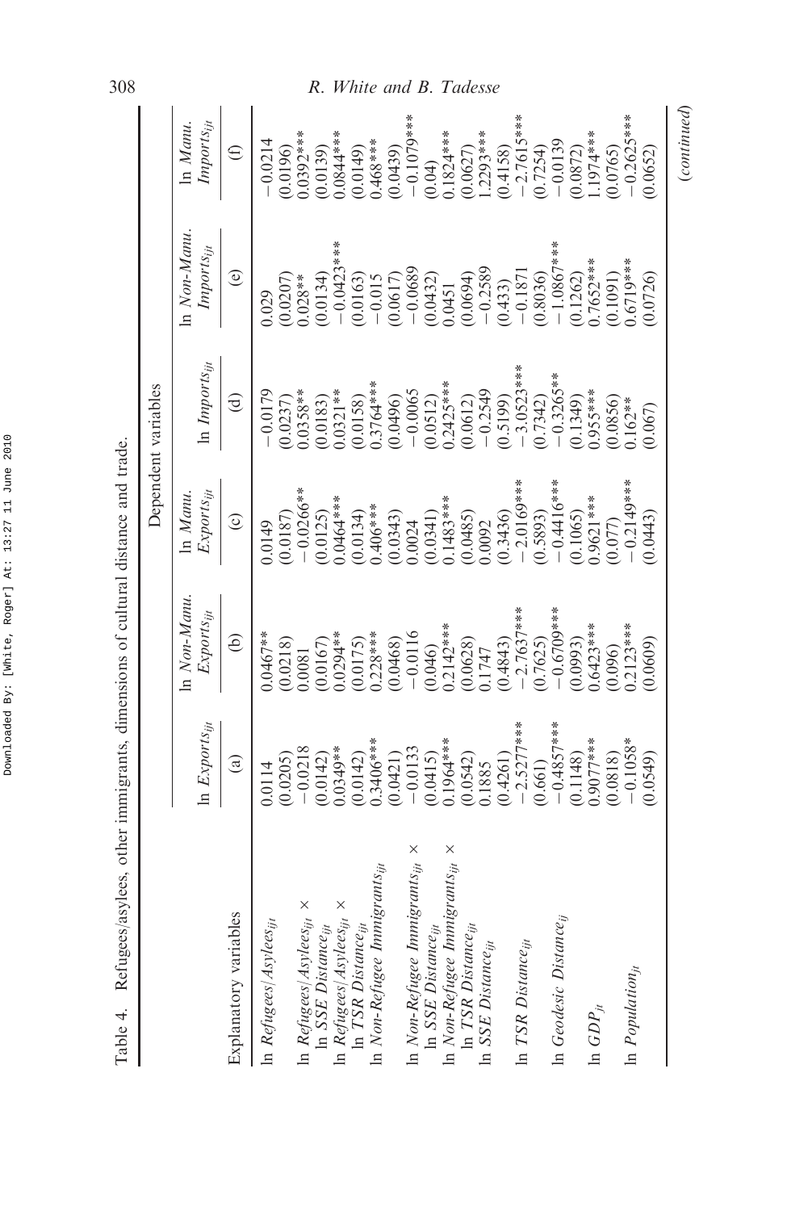Table 4. Refugees/asylees, other immigrants, dimensions of cultural distance and trade.

| Explanatory variables | ln $Exports_{ijt}$ | ln $Non\text{-}Manu.\ Exports_{ijt}$ | ln $Manu.\ Exports_{ijt}$ | ln $Imports_{ijt}$ | ln $Non\text{-}Manu.\ Imports_{ijt}$ | ln $Manu.\ Imports_{ijt}$ |
|---|---|---|---|---|---|---|
| | Dependent variables | | | | | |
| | (a) | (b) | (c) | (d) | (e) | (f) |
| ln $Refugees/Asylees_{ijt}$ | 0.0114 | 0.0467** | 0.0149 | −0.0179 | 0.029 | −0.0214 |
| | (0.0205) | (0.0218) | (0.0187) | (0.0237) | (0.0207) | (0.0196) |
| ln $Refugees/Asylees_{ijt}$ × ln $SSE\ Distance_{ijt}$ | −0.0218 | 0.0081 | −0.0266** | 0.0358** | 0.028** | 0.0392*** |
| | (0.0142) | (0.0167) | (0.0125) | (0.0183) | (0.0134) | (0.0139) |
| ln $Refugees/Asylees_{ijt}$ × ln $TSR\ Distance_{ijt}$ | 0.0349** | 0.0294** | 0.0464*** | 0.0321** | −0.0423*** | 0.0844*** |
| | (0.0142) | (0.0175) | (0.0134) | (0.0158) | (0.0163) | (0.0149) |
| ln $Non\text{-}Refugee\ Immigrants_{ijt}$ | 0.3406*** | 0.228*** | 0.406*** | 0.3764*** | −0.015 | 0.468*** |
| | (0.0421) | (0.0468) | (0.0343) | (0.0496) | (0.0617) | (0.0439) |
| ln $Non\text{-}Refugee\ Immigrants_{ijt}$ × ln $SSE\ Distance_{ijt}$ | −0.0133 | −0.0116 | 0.0024 | −0.0065 | −0.0689 | −0.1079*** |
| | (0.0415) | (0.046) | (0.0341) | (0.0512) | (0.0432) | (0.04) |
| ln $Non\text{-}Refugee\ Immigrants_{ijt}$ × ln $TSR\ Distance_{ijt}$ | 0.1964*** | 0.2142*** | 0.1483*** | 0.2425*** | 0.0451 | 0.1824*** |
| | (0.0542) | (0.0628) | (0.0485) | (0.0612) | (0.0694) | (0.0627) |
| ln $SSE\ Distance_{ijt}$ | 0.1885 | 0.1747 | 0.0092 | −0.2549 | −0.2589 | 1.2293*** |
| | (0.4261) | (0.4843) | (0.3436) | (0.5199) | (0.433) | (0.4158) |
| ln $TSR\ Distance_{ijt}$ | −2.5277*** | −2.7637*** | −2.0169*** | −3.0523*** | −0.1871 | −2.7615*** |
| | (0.661) | (0.7625) | (0.5893) | (0.7342) | (0.8036) | (0.7254) |
| ln $Geodesic\ Distance_{ij}$ | −0.4857*** | −0.6709*** | −0.4416*** | −0.3265** | −1.0867*** | −0.0139 |
| | (0.1148) | (0.0993) | (0.1065) | (0.1349) | (0.1262) | (0.0872) |
| ln $GDP_{jt}$ | 0.9077*** | 0.6423*** | 0.9621*** | 0.955*** | 0.7652*** | 1.1974*** |
| | (0.0818) | (0.096) | (0.077) | (0.0856) | (0.1091) | (0.0765) |
| ln $Population_{jt}$ | −0.1058* | 0.2123*** | −0.2149*** | 0.162** | 0.6719*** | −0.2625*** |
| | (0.0549) | (0.0609) | (0.0443) | (0.067) | (0.0726) | (0.0652) |

(*continued*)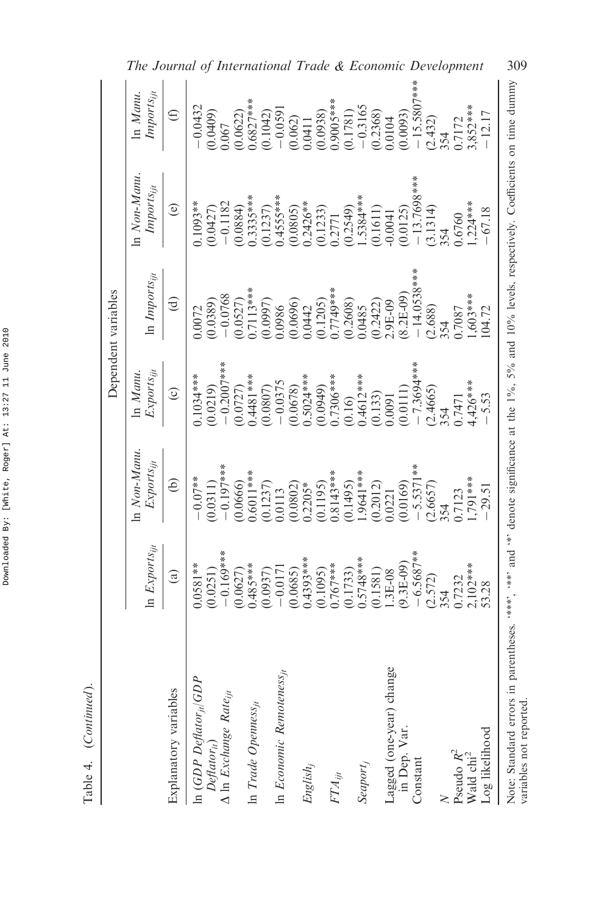Table 4. (*Continued*).

| | Dependent variables | | | | | |
|---|---|---|---|---|---|---|
| Explanatory variables | ln $Exports_{ijt}$ | ln *Non-Manu.* $Exports_{ijt}$ | ln *Manu.* $Exports_{ijt}$ | ln $Imports_{ijt}$ | ln *Non-Manu.* $Imports_{ijt}$ | ln *Manu.* $Imports_{ijt}$ |
| | (a) | (b) | (c) | (d) | (e) | (f) |
| ln ($GDP\ Deflator_{jt}/GDP\ Deflator_{it}$) | 0.0581** | −0.07** | 0.1034*** | 0.0072 | 0.1093** | −0.0432 |
| | (0.0251) | (0.0311) | (0.0219) | (0.0389) | (0.0427) | (0.0409) |
| Δ ln $Exchange\ Rate_{ijt}$ | −0.169*** | −0.197*** | −0.2007*** | −0.0768 | −0.1182 | 0.067 |
| | (0.0627) | (0.0666) | (0.0727) | (0.0527) | (0.0884) | (0.0622) |
| ln $Trade\ Openness_{jt}$ | 0.485*** | 0.6011*** | 0.4481*** | 0.7113*** | 0.3335*** | 0.6827*** |
| | (0.0937) | (0.1237) | (0.0807) | (0.0997) | (0.1237) | (0.1042) |
| ln $Economic\ Remoteness_{jt}$ | −0.0171 | 0.0113 | −0.0375 | 0.0986 | 0.4555*** | −0.0591 |
| | (0.0685) | (0.0802) | (0.0678) | (0.0696) | (0.0805) | (0.062) |
| $English_j$ | 0.4393*** | 0.2205* | 0.5024*** | 0.0442 | 0.2426** | 0.0411 |
| | (0.1095) | (0.1195) | (0.0949) | (0.1205) | (0.1233) | (0.0938) |
| $FTA_{ijt}$ | 0.767*** | 0.8143*** | 0.7306*** | 0.7749*** | 0.2771 | 0.9005*** |
| | (0.1733) | (0.1495) | (0.16) | (0.2608) | (0.2549) | (0.1781) |
| $Seaport_j$ | 0.5748*** | 1.9641*** | 0.4612*** | 0.0485 | 1.5384*** | −0.3165 |
| | (0.1581) | (0.2012) | (0.133) | (0.2422) | (0.1611) | (0.2368) |
| Lagged (one-year) change in Dep. Var. | 1.3E-08 | 0.0221 | 0.0091 | 2.9E-09 | -0.0041 | 0.0104 |
| | (9.3E-09) | (0.0169) | (0.0111) | (8.2E-09) | (0.0125) | (0.0093) |
| Constant | −6.5687** | −5.5371** | −7.3694*** | −14.0538*** | −13.7698*** | −15.5807*** |
| | (2.572) | (2.6657) | (2.4665) | (2.688) | (3.1314) | (2.432) |
| $N$ | 354 | 354 | 354 | 354 | 354 | 354 |
| Pseudo $R^2$ | 0.7232 | 0.7123 | 0.7471 | 0.7087 | 0.6760 | 0.7172 |
| Wald $chi^2$ | 2,102*** | 1,791*** | 4,426*** | 1,603*** | 1,224*** | 3,852*** |
| Log likelihood | 53.28 | −29.51 | −5.53 | 104.72 | −67.18 | −12.17 |

Note: Standard errors in parentheses. '***', '**' and '*' denote significance at the 1%, 5% and 10% levels, respectively. Coefficients on time dummy variables not reported.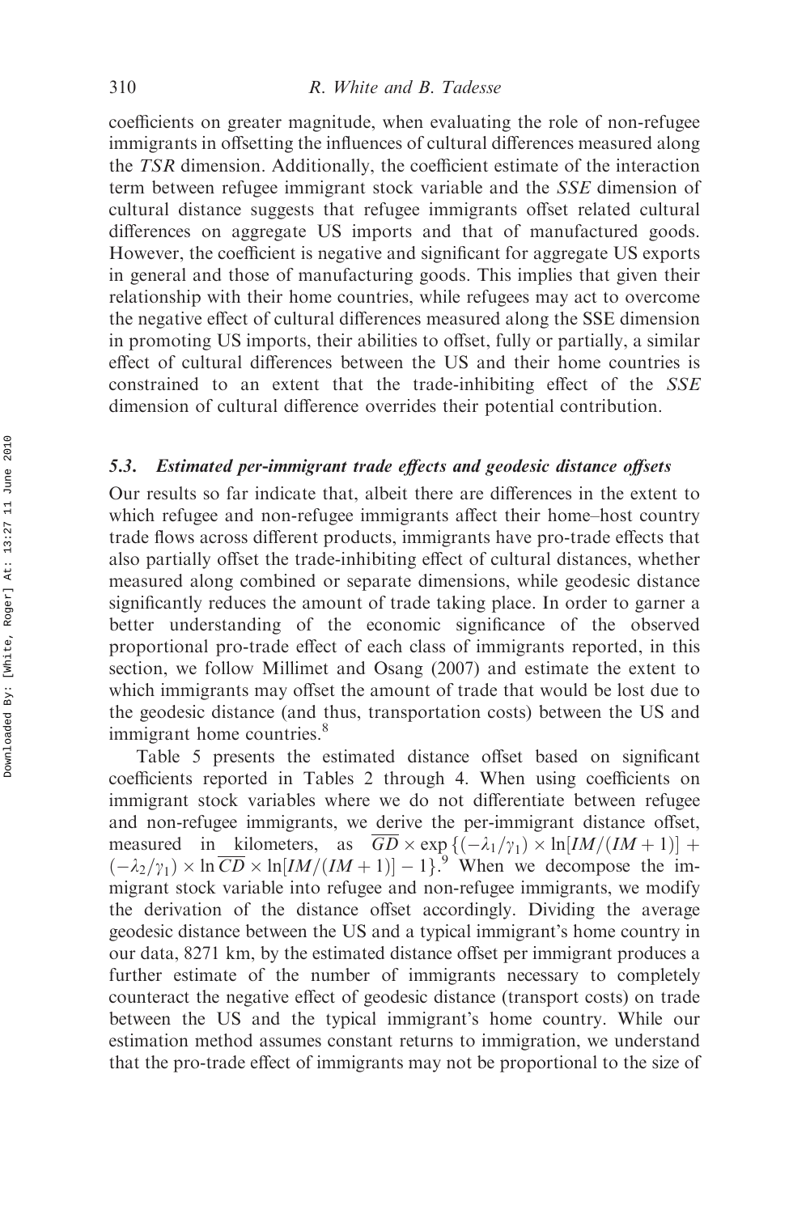coefficients on greater magnitude, when evaluating the role of non-refugee immigrants in offsetting the influences of cultural differences measured along the *TSR* dimension. Additionally, the coefficient estimate of the interaction term between refugee immigrant stock variable and the *SSE* dimension of cultural distance suggests that refugee immigrants offset related cultural differences on aggregate US imports and that of manufactured goods. However, the coefficient is negative and significant for aggregate US exports in general and those of manufacturing goods. This implies that given their relationship with their home countries, while refugees may act to overcome the negative effect of cultural differences measured along the SSE dimension in promoting US imports, their abilities to offset, fully or partially, a similar effect of cultural differences between the US and their home countries is constrained to an extent that the trade-inhibiting effect of the *SSE* dimension of cultural difference overrides their potential contribution.

### 5.3. *Estimated per-immigrant trade effects and geodesic distance offsets*

Our results so far indicate that, albeit there are differences in the extent to which refugee and non-refugee immigrants affect their home–host country trade flows across different products, immigrants have pro-trade effects that also partially offset the trade-inhibiting effect of cultural distances, whether measured along combined or separate dimensions, while geodesic distance significantly reduces the amount of trade taking place. In order to garner a better understanding of the economic significance of the observed proportional pro-trade effect of each class of immigrants reported, in this section, we follow Millimet and Osang (2007) and estimate the extent to which immigrants may offset the amount of trade that would be lost due to the geodesic distance (and thus, transportation costs) between the US and immigrant home countries.[8]

Table 5 presents the estimated distance offset based on significant coefficients reported in Tables 2 through 4. When using coefficients on immigrant stock variables where we do not differentiate between refugee and non-refugee immigrants, we derive the per-immigrant distance offset, measured in kilometers, as $\overline{GD} \times \exp\{(-\lambda_1/\gamma_1) \times \ln[IM/(IM+1)] + (-\lambda_2/\gamma_1) \times \ln \overline{CD} \times \ln[IM/(IM+1)] - 1\}$.[9] When we decompose the immigrant stock variable into refugee and non-refugee immigrants, we modify the derivation of the distance offset accordingly. Dividing the average geodesic distance between the US and a typical immigrant's home country in our data, 8271 km, by the estimated distance offset per immigrant produces a further estimate of the number of immigrants necessary to completely counteract the negative effect of geodesic distance (transport costs) on trade between the US and the typical immigrant's home country. While our estimation method assumes constant returns to immigration, we understand that the pro-trade effect of immigrants may not be proportional to the size of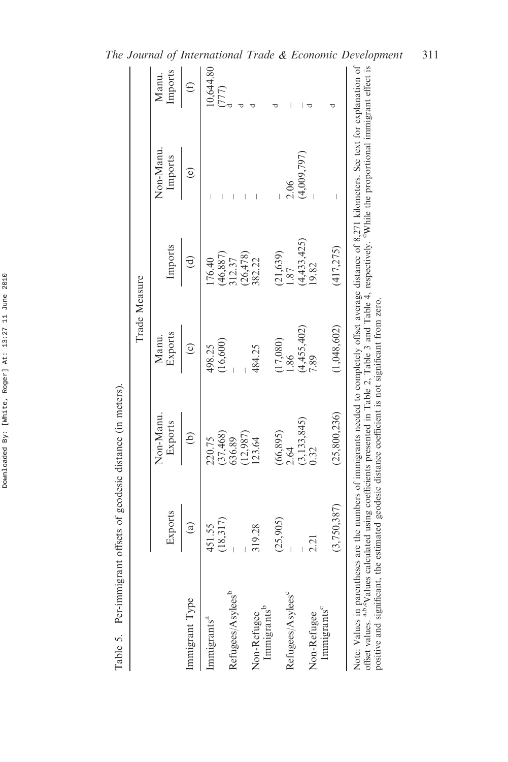Table 5. Per-immigrant offsets of geodesic distance (in meters).

| Immigrant Type | Trade Measure | | | | | |
|---|---|---|---|---|---|---|
| | Exports | Non-Manu. Exports | Manu. Exports | Imports | Non-Manu. Imports | Manu. Imports |
| | (a) | (b) | (c) | (d) | (e) | (f) |
| Immigrants[a] | 451.55 | 220.75 | 498.25 | 176.40 | – | 10,644.80 |
| | (18,317) | (37,468) | (16,600) | (46,887) | – | (777) |
| Refugees/Asylees[b] | – | 636.89 | – | 312.37 | – | [d] |
| | – | (12,987) | – | (26,478) | – | [d] |
| Non-Refugee Immigrants[b] | 319.28 | 123.64 | 484.25 | 382.22 | – | [d] |
| | (25,905) | (66,895) | (17,080) | (21,639) | – | [d] |
| Refugees/Asylees[c] | – | 2.64 | 1.86 | 1.87 | 2.06 | – |
| | – | (3,133,845) | (4,455,402) | (4,433,425) | (4,009,797) | – |
| Non-Refugee Immigrants[c] | 2.21 | 0.32 | 7.89 | 19.82 | – | [d] |
| | (3,750,387) | (25,800,236) | (1,048,602) | (417,275) | – | [d] |

Note: Values in parentheses are the numbers of immigrants needed to completely offset average distance of 8,271 kilometers. See text for explanation of offset values. [a,b,c]Values calculated using coefficients presented in Table 2, Table 3 and Table 4, respectively. [d]While the proportional immigrant effect is positive and significant, the estimated geodesic distance coefficient is not significant from zero.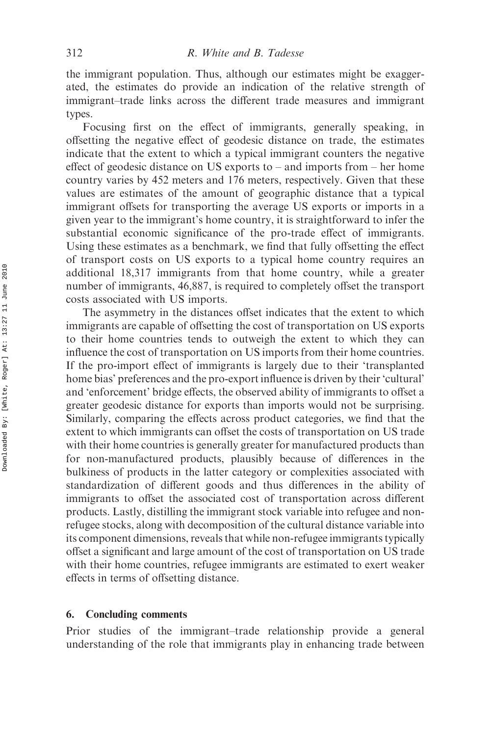the immigrant population. Thus, although our estimates might be exaggerated, the estimates do provide an indication of the relative strength of immigrant–trade links across the different trade measures and immigrant types.

Focusing first on the effect of immigrants, generally speaking, in offsetting the negative effect of geodesic distance on trade, the estimates indicate that the extent to which a typical immigrant counters the negative effect of geodesic distance on US exports to – and imports from – her home country varies by 452 meters and 176 meters, respectively. Given that these values are estimates of the amount of geographic distance that a typical immigrant offsets for transporting the average US exports or imports in a given year to the immigrant's home country, it is straightforward to infer the substantial economic significance of the pro-trade effect of immigrants. Using these estimates as a benchmark, we find that fully offsetting the effect of transport costs on US exports to a typical home country requires an additional 18,317 immigrants from that home country, while a greater number of immigrants, 46,887, is required to completely offset the transport costs associated with US imports.

The asymmetry in the distances offset indicates that the extent to which immigrants are capable of offsetting the cost of transportation on US exports to their home countries tends to outweigh the extent to which they can influence the cost of transportation on US imports from their home countries. If the pro-import effect of immigrants is largely due to their 'transplanted home bias' preferences and the pro-export influence is driven by their 'cultural' and 'enforcement' bridge effects, the observed ability of immigrants to offset a greater geodesic distance for exports than imports would not be surprising. Similarly, comparing the effects across product categories, we find that the extent to which immigrants can offset the costs of transportation on US trade with their home countries is generally greater for manufactured products than for non-manufactured products, plausibly because of differences in the bulkiness of products in the latter category or complexities associated with standardization of different goods and thus differences in the ability of immigrants to offset the associated cost of transportation across different products. Lastly, distilling the immigrant stock variable into refugee and non-refugee stocks, along with decomposition of the cultural distance variable into its component dimensions, reveals that while non-refugee immigrants typically offset a significant and large amount of the cost of transportation on US trade with their home countries, refugee immigrants are estimated to exert weaker effects in terms of offsetting distance.

## 6. Concluding comments

Prior studies of the immigrant–trade relationship provide a general understanding of the role that immigrants play in enhancing trade between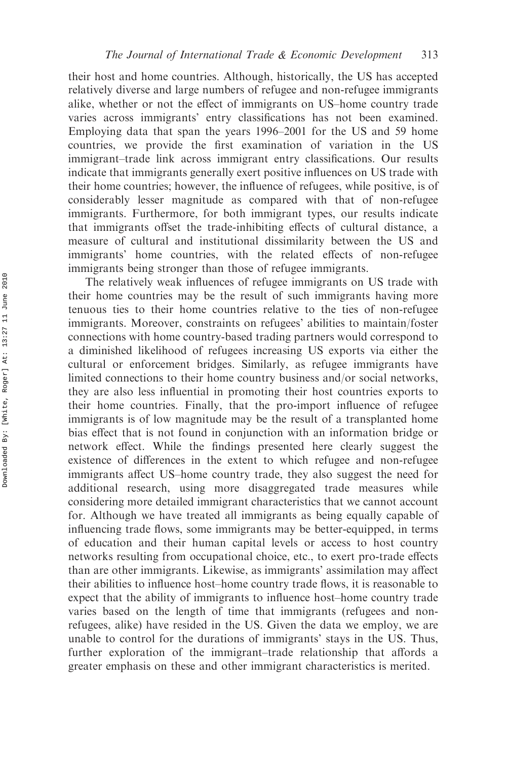their host and home countries. Although, historically, the US has accepted relatively diverse and large numbers of refugee and non-refugee immigrants alike, whether or not the effect of immigrants on US–home country trade varies across immigrants' entry classifications has not been examined. Employing data that span the years 1996–2001 for the US and 59 home countries, we provide the first examination of variation in the US immigrant–trade link across immigrant entry classifications. Our results indicate that immigrants generally exert positive influences on US trade with their home countries; however, the influence of refugees, while positive, is of considerably lesser magnitude as compared with that of non-refugee immigrants. Furthermore, for both immigrant types, our results indicate that immigrants offset the trade-inhibiting effects of cultural distance, a measure of cultural and institutional dissimilarity between the US and immigrants' home countries, with the related effects of non-refugee immigrants being stronger than those of refugee immigrants.

The relatively weak influences of refugee immigrants on US trade with their home countries may be the result of such immigrants having more tenuous ties to their home countries relative to the ties of non-refugee immigrants. Moreover, constraints on refugees' abilities to maintain/foster connections with home country-based trading partners would correspond to a diminished likelihood of refugees increasing US exports via either the cultural or enforcement bridges. Similarly, as refugee immigrants have limited connections to their home country business and/or social networks, they are also less influential in promoting their host countries exports to their home countries. Finally, that the pro-import influence of refugee immigrants is of low magnitude may be the result of a transplanted home bias effect that is not found in conjunction with an information bridge or network effect. While the findings presented here clearly suggest the existence of differences in the extent to which refugee and non-refugee immigrants affect US–home country trade, they also suggest the need for additional research, using more disaggregated trade measures while considering more detailed immigrant characteristics that we cannot account for. Although we have treated all immigrants as being equally capable of influencing trade flows, some immigrants may be better-equipped, in terms of education and their human capital levels or access to host country networks resulting from occupational choice, etc., to exert pro-trade effects than are other immigrants. Likewise, as immigrants' assimilation may affect their abilities to influence host–home country trade flows, it is reasonable to expect that the ability of immigrants to influence host–home country trade varies based on the length of time that immigrants (refugees and non-refugees, alike) have resided in the US. Given the data we employ, we are unable to control for the durations of immigrants' stays in the US. Thus, further exploration of the immigrant–trade relationship that affords a greater emphasis on these and other immigrant characteristics is merited.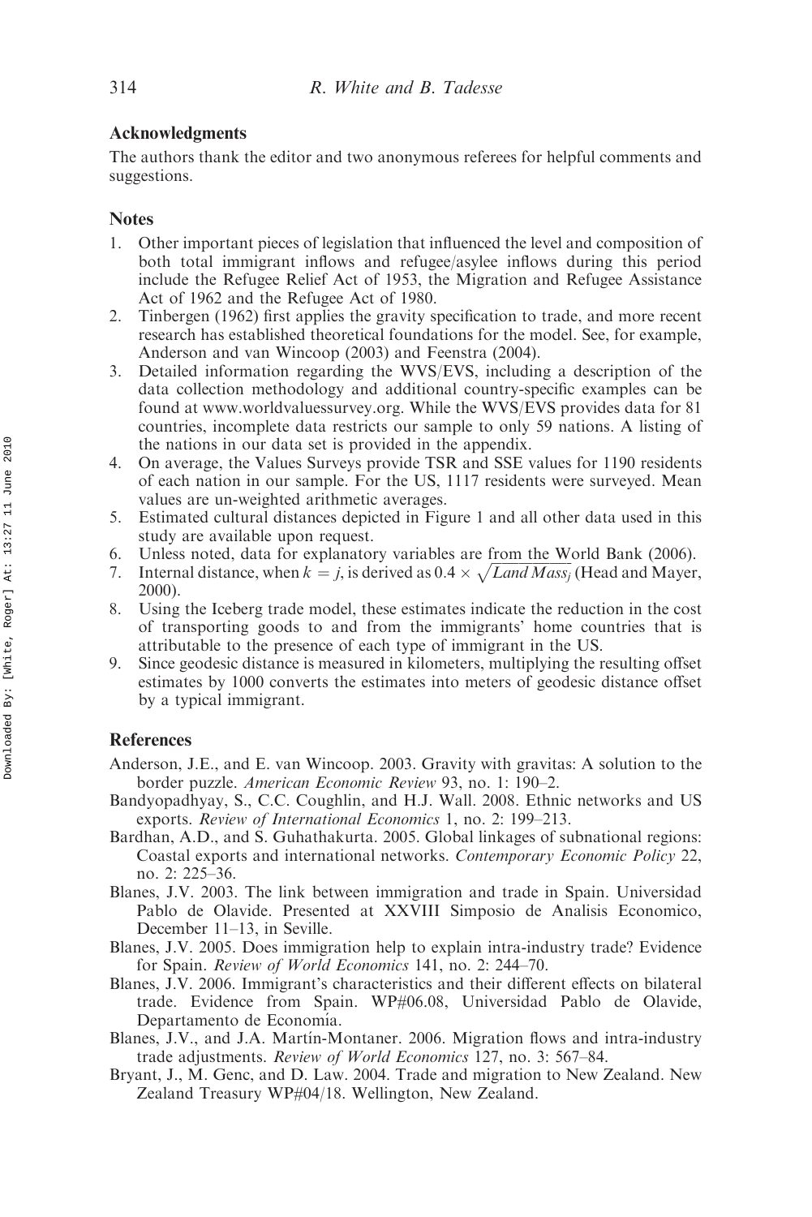## Acknowledgments

The authors thank the editor and two anonymous referees for helpful comments and suggestions.

## Notes

1. Other important pieces of legislation that influenced the level and composition of both total immigrant inflows and refugee/asylee inflows during this period include the Refugee Relief Act of 1953, the Migration and Refugee Assistance Act of 1962 and the Refugee Act of 1980.
2. Tinbergen (1962) first applies the gravity specification to trade, and more recent research has established theoretical foundations for the model. See, for example, Anderson and van Wincoop (2003) and Feenstra (2004).
3. Detailed information regarding the WVS/EVS, including a description of the data collection methodology and additional country-specific examples can be found at www.worldvaluessurvey.org. While the WVS/EVS provides data for 81 countries, incomplete data restricts our sample to only 59 nations. A listing of the nations in our data set is provided in the appendix.
4. On average, the Values Surveys provide TSR and SSE values for 1190 residents of each nation in our sample. For the US, 1117 residents were surveyed. Mean values are un-weighted arithmetic averages.
5. Estimated cultural distances depicted in Figure 1 and all other data used in this study are available upon request.
6. Unless noted, data for explanatory variables are from the World Bank (2006).
7. Internal distance, when $k = j$, is derived as $0.4 \times \sqrt{Land\ Mass_j}$ (Head and Mayer, 2000).
8. Using the Iceberg trade model, these estimates indicate the reduction in the cost of transporting goods to and from the immigrants' home countries that is attributable to the presence of each type of immigrant in the US.
9. Since geodesic distance is measured in kilometers, multiplying the resulting offset estimates by 1000 converts the estimates into meters of geodesic distance offset by a typical immigrant.

## References

Anderson, J.E., and E. van Wincoop. 2003. Gravity with gravitas: A solution to the border puzzle. *American Economic Review* 93, no. 1: 190–2.

Bandyopadhyay, S., C.C. Coughlin, and H.J. Wall. 2008. Ethnic networks and US exports. *Review of International Economics* 1, no. 2: 199–213.

Bardhan, A.D., and S. Guhathakurta. 2005. Global linkages of subnational regions: Coastal exports and international networks. *Contemporary Economic Policy* 22, no. 2: 225–36.

Blanes, J.V. 2003. The link between immigration and trade in Spain. Universidad Pablo de Olavide. Presented at XXVIII Simposio de Analisis Economico, December 11–13, in Seville.

Blanes, J.V. 2005. Does immigration help to explain intra-industry trade? Evidence for Spain. *Review of World Economics* 141, no. 2: 244–70.

Blanes, J.V. 2006. Immigrant's characteristics and their different effects on bilateral trade. Evidence from Spain. WP#06.08, Universidad Pablo de Olavide, Departamento de Economía.

Blanes, J.V., and J.A. Martín-Montaner. 2006. Migration flows and intra-industry trade adjustments. *Review of World Economics* 127, no. 3: 567–84.

Bryant, J., M. Genc, and D. Law. 2004. Trade and migration to New Zealand. New Zealand Treasury WP#04/18. Wellington, New Zealand.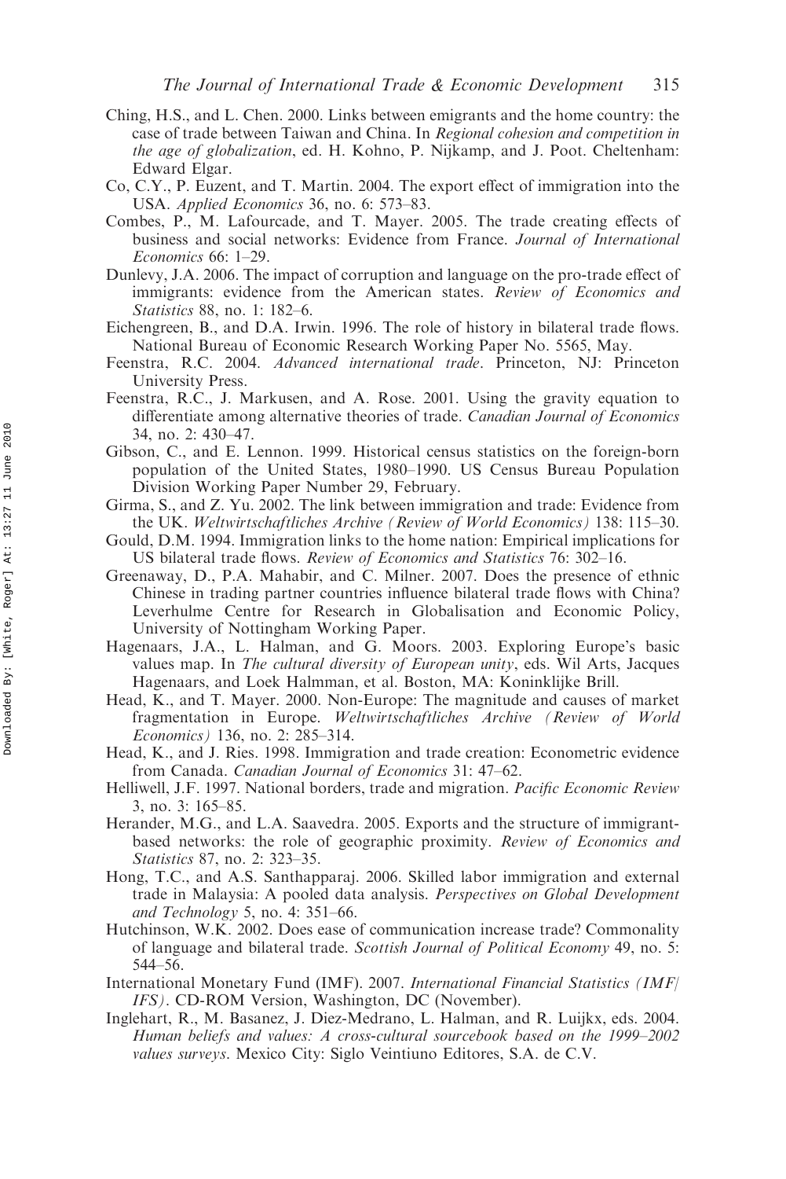Ching, H.S., and L. Chen. 2000. Links between emigrants and the home country: the case of trade between Taiwan and China. In *Regional cohesion and competition in the age of globalization*, ed. H. Kohno, P. Nijkamp, and J. Poot. Cheltenham: Edward Elgar.

Co, C.Y., P. Euzent, and T. Martin. 2004. The export effect of immigration into the USA. *Applied Economics* 36, no. 6: 573–83.

Combes, P., M. Lafourcade, and T. Mayer. 2005. The trade creating effects of business and social networks: Evidence from France. *Journal of International Economics* 66: 1–29.

Dunlevy, J.A. 2006. The impact of corruption and language on the pro-trade effect of immigrants: evidence from the American states. *Review of Economics and Statistics* 88, no. 1: 182–6.

Eichengreen, B., and D.A. Irwin. 1996. The role of history in bilateral trade flows. National Bureau of Economic Research Working Paper No. 5565, May.

Feenstra, R.C. 2004. *Advanced international trade*. Princeton, NJ: Princeton University Press.

Feenstra, R.C., J. Markusen, and A. Rose. 2001. Using the gravity equation to differentiate among alternative theories of trade. *Canadian Journal of Economics* 34, no. 2: 430–47.

Gibson, C., and E. Lennon. 1999. Historical census statistics on the foreign-born population of the United States, 1980–1990. US Census Bureau Population Division Working Paper Number 29, February.

Girma, S., and Z. Yu. 2002. The link between immigration and trade: Evidence from the UK. *Weltwirtschaftliches Archive (Review of World Economics)* 138: 115–30.

Gould, D.M. 1994. Immigration links to the home nation: Empirical implications for US bilateral trade flows. *Review of Economics and Statistics* 76: 302–16.

Greenaway, D., P.A. Mahabir, and C. Milner. 2007. Does the presence of ethnic Chinese in trading partner countries influence bilateral trade flows with China? Leverhulme Centre for Research in Globalisation and Economic Policy, University of Nottingham Working Paper.

Hagenaars, J.A., L. Halman, and G. Moors. 2003. Exploring Europe's basic values map. In *The cultural diversity of European unity*, eds. Wil Arts, Jacques Hagenaars, and Loek Halmman, et al. Boston, MA: Koninklijke Brill.

Head, K., and T. Mayer. 2000. Non-Europe: The magnitude and causes of market fragmentation in Europe. *Weltwirtschaftliches Archive (Review of World Economics)* 136, no. 2: 285–314.

Head, K., and J. Ries. 1998. Immigration and trade creation: Econometric evidence from Canada. *Canadian Journal of Economics* 31: 47–62.

Helliwell, J.F. 1997. National borders, trade and migration. *Pacific Economic Review* 3, no. 3: 165–85.

Herander, M.G., and L.A. Saavedra. 2005. Exports and the structure of immigrant-based networks: the role of geographic proximity. *Review of Economics and Statistics* 87, no. 2: 323–35.

Hong, T.C., and A.S. Santhapparaj. 2006. Skilled labor immigration and external trade in Malaysia: A pooled data analysis. *Perspectives on Global Development and Technology* 5, no. 4: 351–66.

Hutchinson, W.K. 2002. Does ease of communication increase trade? Commonality of language and bilateral trade. *Scottish Journal of Political Economy* 49, no. 5: 544–56.

International Monetary Fund (IMF). 2007. *International Financial Statistics (IMF/IFS)*. CD-ROM Version, Washington, DC (November).

Inglehart, R., M. Basanez, J. Diez-Medrano, L. Halman, and R. Luijkx, eds. 2004. *Human beliefs and values: A cross-cultural sourcebook based on the 1999–2002 values surveys*. Mexico City: Siglo Veintiuno Editores, S.A. de C.V.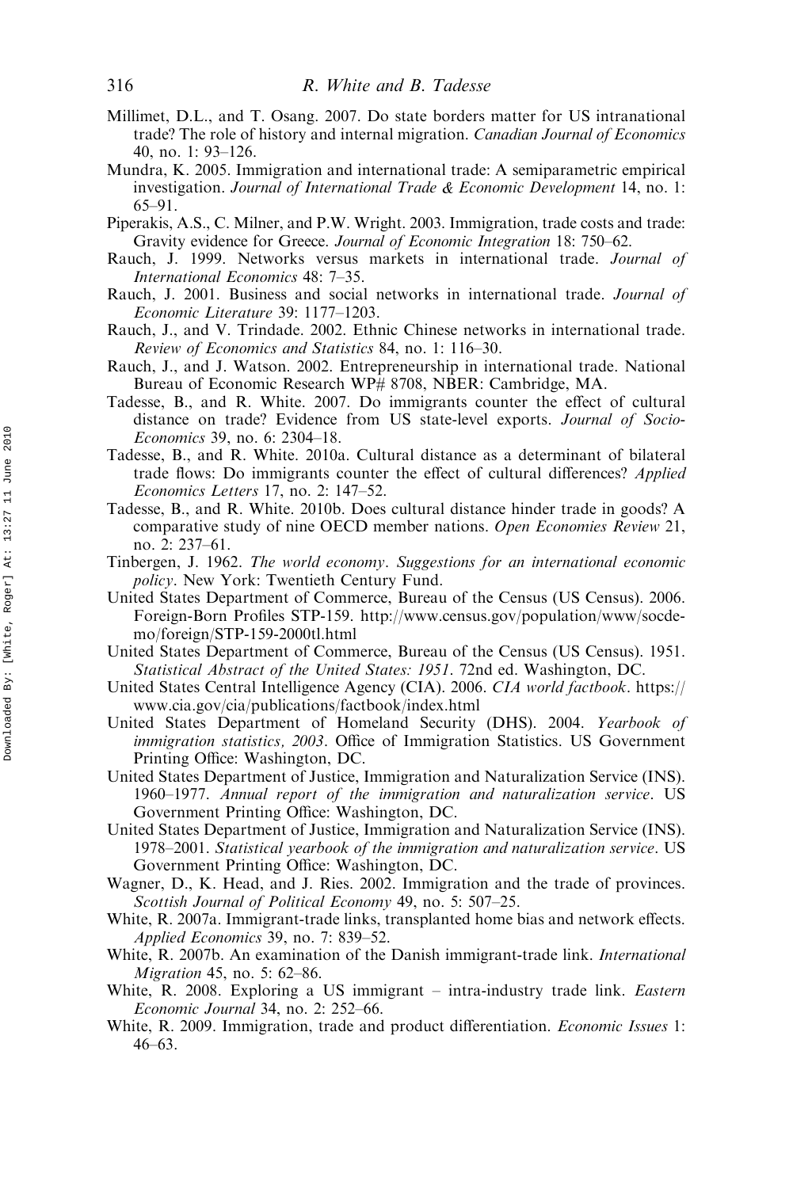Millimet, D.L., and T. Osang. 2007. Do state borders matter for US intranational trade? The role of history and internal migration. *Canadian Journal of Economics* 40, no. 1: 93–126.

Mundra, K. 2005. Immigration and international trade: A semiparametric empirical investigation. *Journal of International Trade & Economic Development* 14, no. 1: 65–91.

Piperakis, A.S., C. Milner, and P.W. Wright. 2003. Immigration, trade costs and trade: Gravity evidence for Greece. *Journal of Economic Integration* 18: 750–62.

Rauch, J. 1999. Networks versus markets in international trade. *Journal of International Economics* 48: 7–35.

Rauch, J. 2001. Business and social networks in international trade. *Journal of Economic Literature* 39: 1177–1203.

Rauch, J., and V. Trindade. 2002. Ethnic Chinese networks in international trade. *Review of Economics and Statistics* 84, no. 1: 116–30.

Rauch, J., and J. Watson. 2002. Entrepreneurship in international trade. National Bureau of Economic Research WP# 8708, NBER: Cambridge, MA.

Tadesse, B., and R. White. 2007. Do immigrants counter the effect of cultural distance on trade? Evidence from US state-level exports. *Journal of Socio-Economics* 39, no. 6: 2304–18.

Tadesse, B., and R. White. 2010a. Cultural distance as a determinant of bilateral trade flows: Do immigrants counter the effect of cultural differences? *Applied Economics Letters* 17, no. 2: 147–52.

Tadesse, B., and R. White. 2010b. Does cultural distance hinder trade in goods? A comparative study of nine OECD member nations. *Open Economies Review* 21, no. 2: 237–61.

Tinbergen, J. 1962. *The world economy. Suggestions for an international economic policy*. New York: Twentieth Century Fund.

United States Department of Commerce, Bureau of the Census (US Census). 2006. Foreign-Born Profiles STP-159. http://www.census.gov/population/www/socdemo/foreign/STP-159-2000tl.html

United States Department of Commerce, Bureau of the Census (US Census). 1951. *Statistical Abstract of the United States: 1951*. 72nd ed. Washington, DC.

United States Central Intelligence Agency (CIA). 2006. *CIA world factbook*. https://www.cia.gov/cia/publications/factbook/index.html

United States Department of Homeland Security (DHS). 2004. *Yearbook of immigration statistics, 2003*. Office of Immigration Statistics. US Government Printing Office: Washington, DC.

United States Department of Justice, Immigration and Naturalization Service (INS). 1960–1977. *Annual report of the immigration and naturalization service*. US Government Printing Office: Washington, DC.

United States Department of Justice, Immigration and Naturalization Service (INS). 1978–2001. *Statistical yearbook of the immigration and naturalization service*. US Government Printing Office: Washington, DC.

Wagner, D., K. Head, and J. Ries. 2002. Immigration and the trade of provinces. *Scottish Journal of Political Economy* 49, no. 5: 507–25.

White, R. 2007a. Immigrant-trade links, transplanted home bias and network effects. *Applied Economics* 39, no. 7: 839–52.

White, R. 2007b. An examination of the Danish immigrant-trade link. *International Migration* 45, no. 5: 62–86.

White, R. 2008. Exploring a US immigrant – intra-industry trade link. *Eastern Economic Journal* 34, no. 2: 252–66.

White, R. 2009. Immigration, trade and product differentiation. *Economic Issues* 1: 46–63.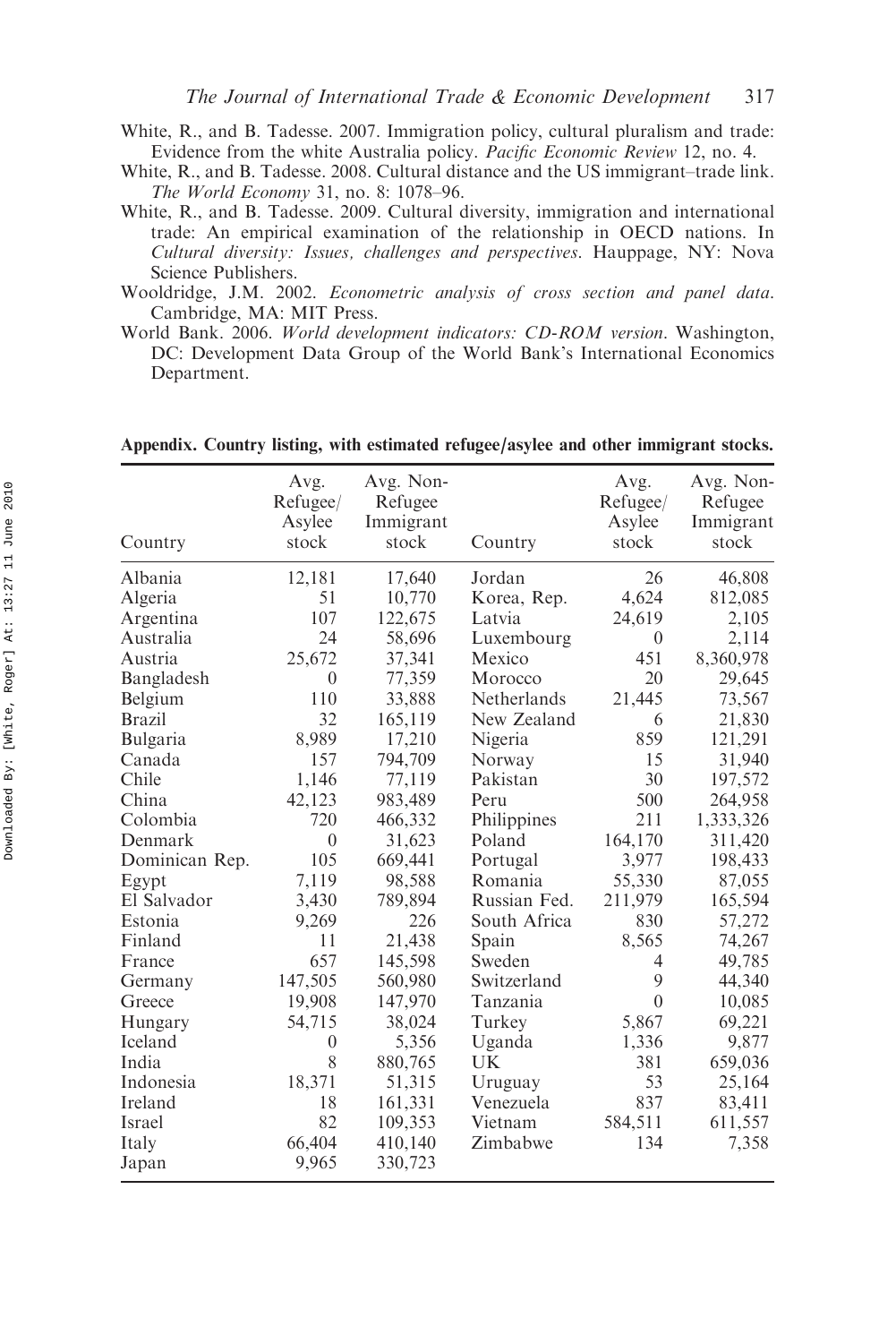White, R., and B. Tadesse. 2007. Immigration policy, cultural pluralism and trade: Evidence from the white Australia policy. *Pacific Economic Review* 12, no. 4.

White, R., and B. Tadesse. 2008. Cultural distance and the US immigrant–trade link. *The World Economy* 31, no. 8: 1078–96.

White, R., and B. Tadesse. 2009. Cultural diversity, immigration and international trade: An empirical examination of the relationship in OECD nations. In *Cultural diversity: Issues, challenges and perspectives*. Hauppage, NY: Nova Science Publishers.

Wooldridge, J.M. 2002. *Econometric analysis of cross section and panel data*. Cambridge, MA: MIT Press.

World Bank. 2006. *World development indicators: CD-ROM version*. Washington, DC: Development Data Group of the World Bank's International Economics Department.

**Appendix. Country listing, with estimated refugee/asylee and other immigrant stocks.**

| Country | Avg. Refugee/ Asylee stock | Avg. Non-Refugee Immigrant stock | Country | Avg. Refugee/ Asylee stock | Avg. Non-Refugee Immigrant stock |
|---|---|---|---|---|---|
| Albania | 12,181 | 17,640 | Jordan | 26 | 46,808 |
| Algeria | 51 | 10,770 | Korea, Rep. | 4,624 | 812,085 |
| Argentina | 107 | 122,675 | Latvia | 24,619 | 2,105 |
| Australia | 24 | 58,696 | Luxembourg | 0 | 2,114 |
| Austria | 25,672 | 37,341 | Mexico | 451 | 8,360,978 |
| Bangladesh | 0 | 77,359 | Morocco | 20 | 29,645 |
| Belgium | 110 | 33,888 | Netherlands | 21,445 | 73,567 |
| Brazil | 32 | 165,119 | New Zealand | 6 | 21,830 |
| Bulgaria | 8,989 | 17,210 | Nigeria | 859 | 121,291 |
| Canada | 157 | 794,709 | Norway | 15 | 31,940 |
| Chile | 1,146 | 77,119 | Pakistan | 30 | 197,572 |
| China | 42,123 | 983,489 | Peru | 500 | 264,958 |
| Colombia | 720 | 466,332 | Philippines | 211 | 1,333,326 |
| Denmark | 0 | 31,623 | Poland | 164,170 | 311,420 |
| Dominican Rep. | 105 | 669,441 | Portugal | 3,977 | 198,433 |
| Egypt | 7,119 | 98,588 | Romania | 55,330 | 87,055 |
| El Salvador | 3,430 | 789,894 | Russian Fed. | 211,979 | 165,594 |
| Estonia | 9,269 | 226 | South Africa | 830 | 57,272 |
| Finland | 11 | 21,438 | Spain | 8,565 | 74,267 |
| France | 657 | 145,598 | Sweden | 4 | 49,785 |
| Germany | 147,505 | 560,980 | Switzerland | 9 | 44,340 |
| Greece | 19,908 | 147,970 | Tanzania | 0 | 10,085 |
| Hungary | 54,715 | 38,024 | Turkey | 5,867 | 69,221 |
| Iceland | 0 | 5,356 | Uganda | 1,336 | 9,877 |
| India | 8 | 880,765 | UK | 381 | 659,036 |
| Indonesia | 18,371 | 51,315 | Uruguay | 53 | 25,164 |
| Ireland | 18 | 161,331 | Venezuela | 837 | 83,411 |
| Israel | 82 | 109,353 | Vietnam | 584,511 | 611,557 |
| Italy | 66,404 | 410,140 | Zimbabwe | 134 | 7,358 |
| Japan | 9,965 | 330,723 | | | |